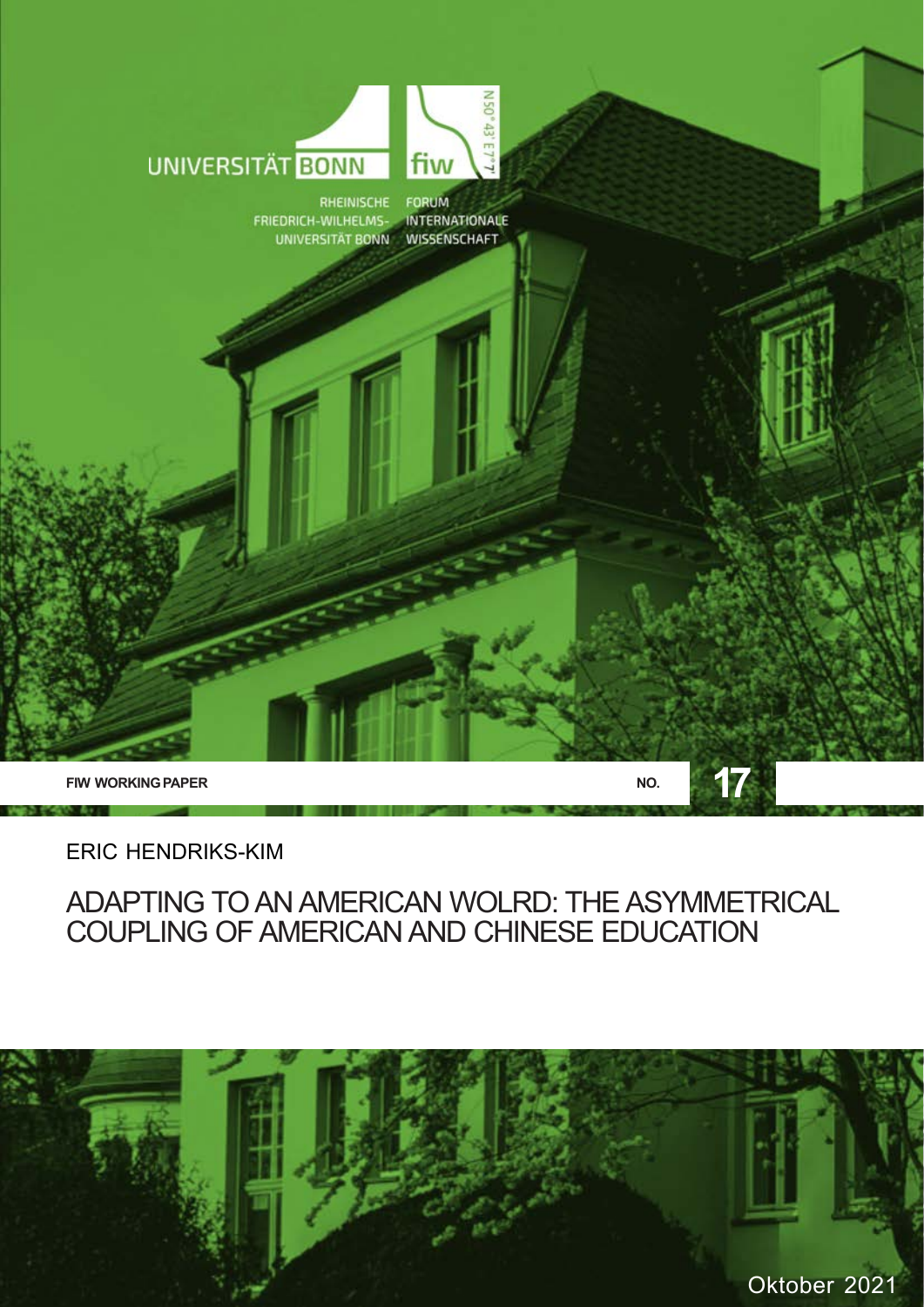UNIVERSITÄT BONN

RHEINISCHE FRIEDRICH-WILHELMS-UNIVERSITÄT BONN

fiw

FORUM INTERNATIONALE WISSENSCHAFT

N50°43' E7°7'

**FIW WORKING PAPER** **NO. 17**

ERIC HENDRIKS-KIM

# ADAPTING TO AN AMERICAN WOLRD: THE ASYMMETRICAL COUPLING OF AMERICAN AND CHINESE EDUCATION

Oktober 2021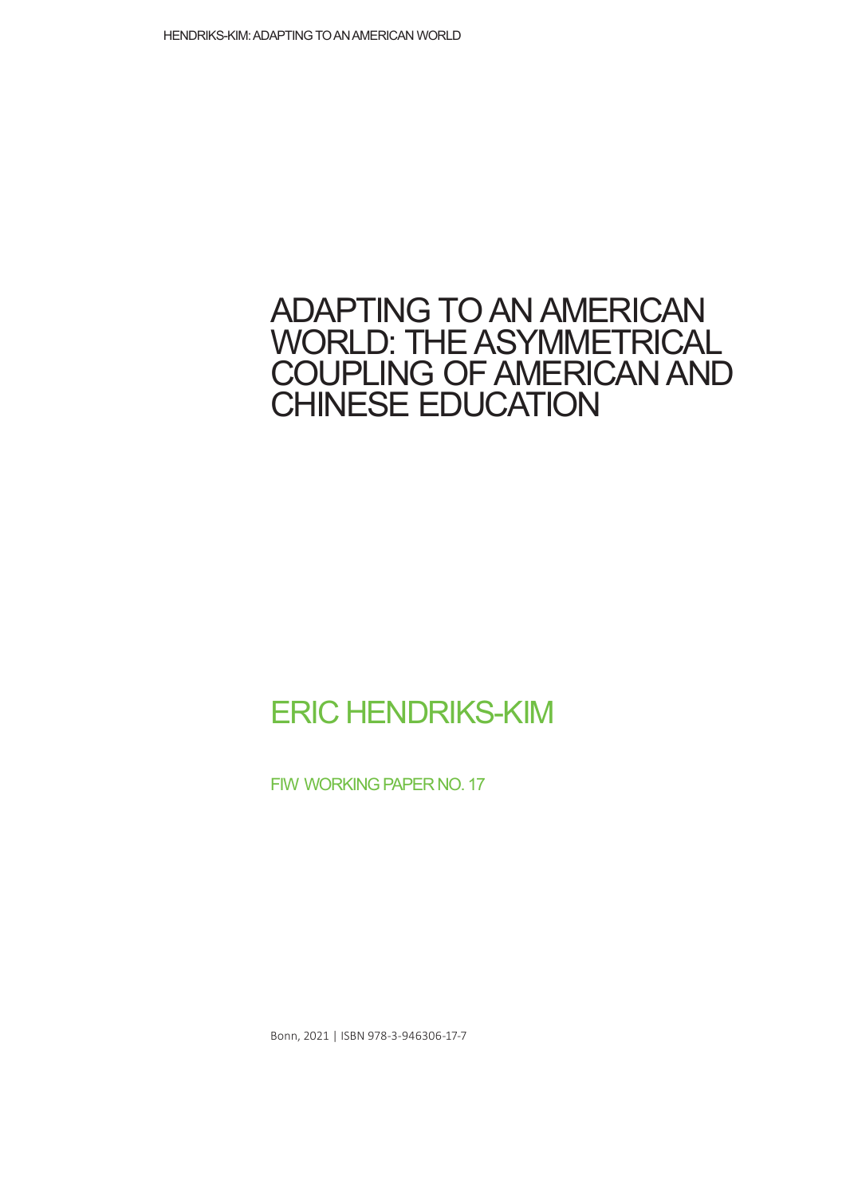# ADAPTING TO AN AMERICAN WORLD: THE ASYMMETRICAL COUPLING OF AMERICAN AND CHINESE EDUCATION

## ERIC HENDRIKS-KIM

FIW WORKING PAPER NO. 17

Bonn, 2021 | ISBN 978-3-946306-17-7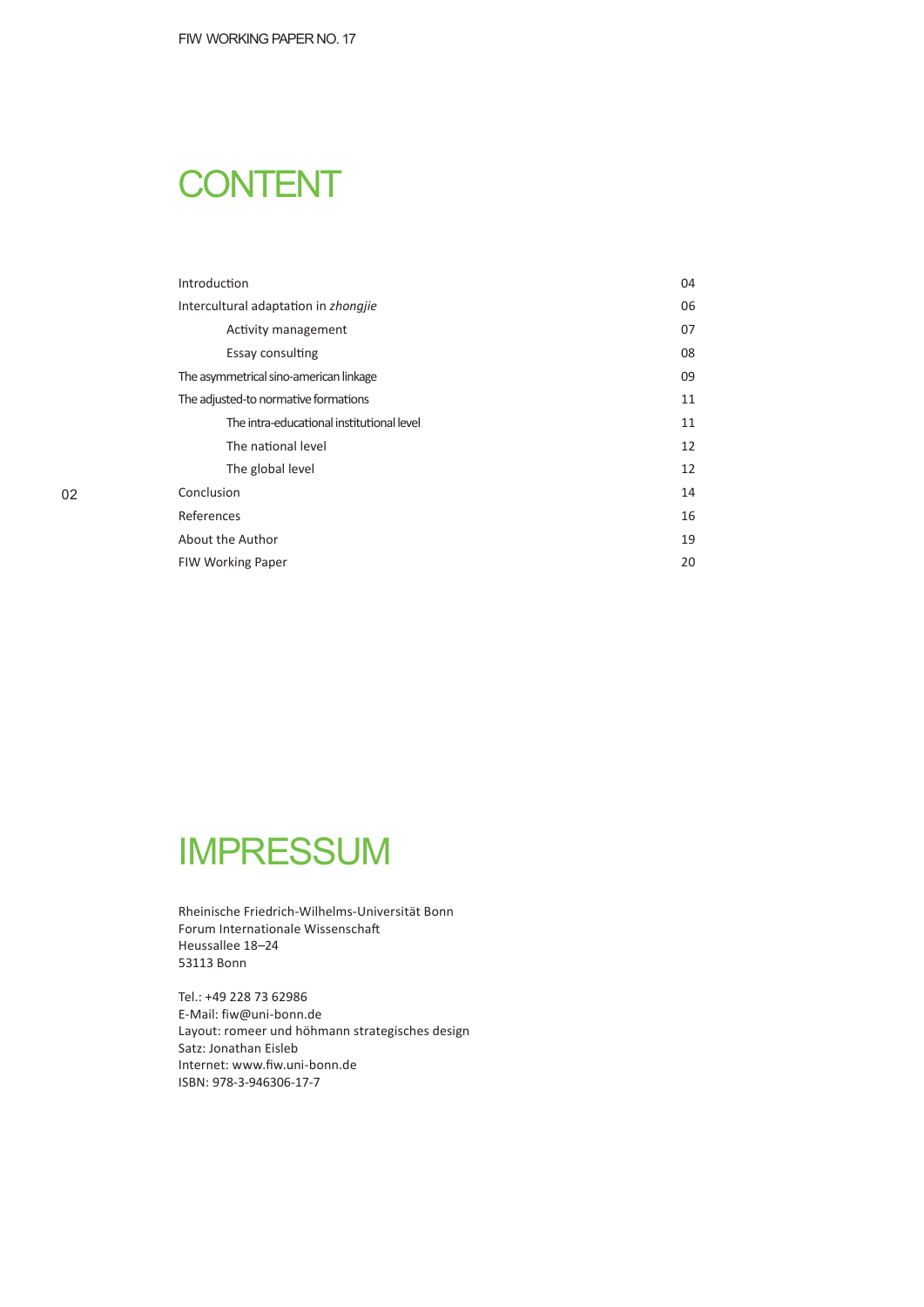# CONTENT

| | |
|---|---|
| Introduction | 04 |
| Intercultural adaptation in *zhongjie* | 06 |
| Activity management | 07 |
| Essay consulting | 08 |
| The asymmetrical sino-american linkage | 09 |
| The adjusted-to normative formations | 11 |
| The intra-educational institutional level | 11 |
| The national level | 12 |
| The global level | 12 |
| Conclusion | 14 |
| References | 16 |
| About the Author | 19 |
| FIW Working Paper | 20 |

# IMPRESSUM

Rheinische Friedrich-Wilhelms-Universität Bonn
Forum Internationale Wissenschaft
Heussallee 18–24
53113 Bonn

Tel.: +49 228 73 62986
E-Mail: fiw@uni-bonn.de
Layout: romeer und höhmann strategisches design
Satz: Jonathan Eisleb
Internet: www.fiw.uni-bonn.de
ISBN: 978-3-946306-17-7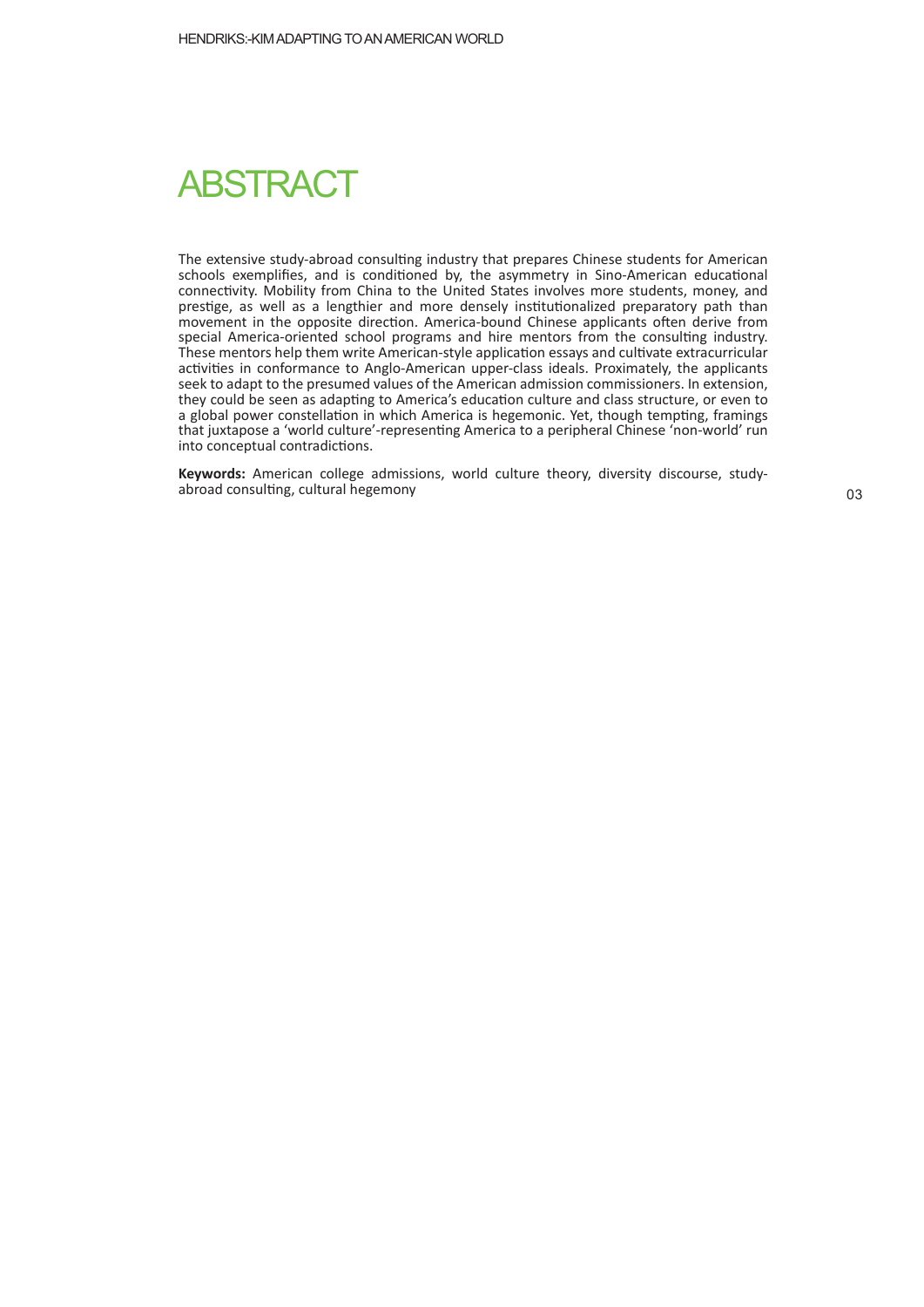# ABSTRACT

The extensive study-abroad consulting industry that prepares Chinese students for American schools exemplifies, and is conditioned by, the asymmetry in Sino-American educational connectivity. Mobility from China to the United States involves more students, money, and prestige, as well as a lengthier and more densely institutionalized preparatory path than movement in the opposite direction. America-bound Chinese applicants often derive from special America-oriented school programs and hire mentors from the consulting industry. These mentors help them write American-style application essays and cultivate extracurricular activities in conformance to Anglo-American upper-class ideals. Proximately, the applicants seek to adapt to the presumed values of the American admission commissioners. In extension, they could be seen as adapting to America's education culture and class structure, or even to a global power constellation in which America is hegemonic. Yet, though tempting, framings that juxtapose a 'world culture'-representing America to a peripheral Chinese 'non-world' run into conceptual contradictions.

**Keywords:** American college admissions, world culture theory, diversity discourse, study-abroad consulting, cultural hegemony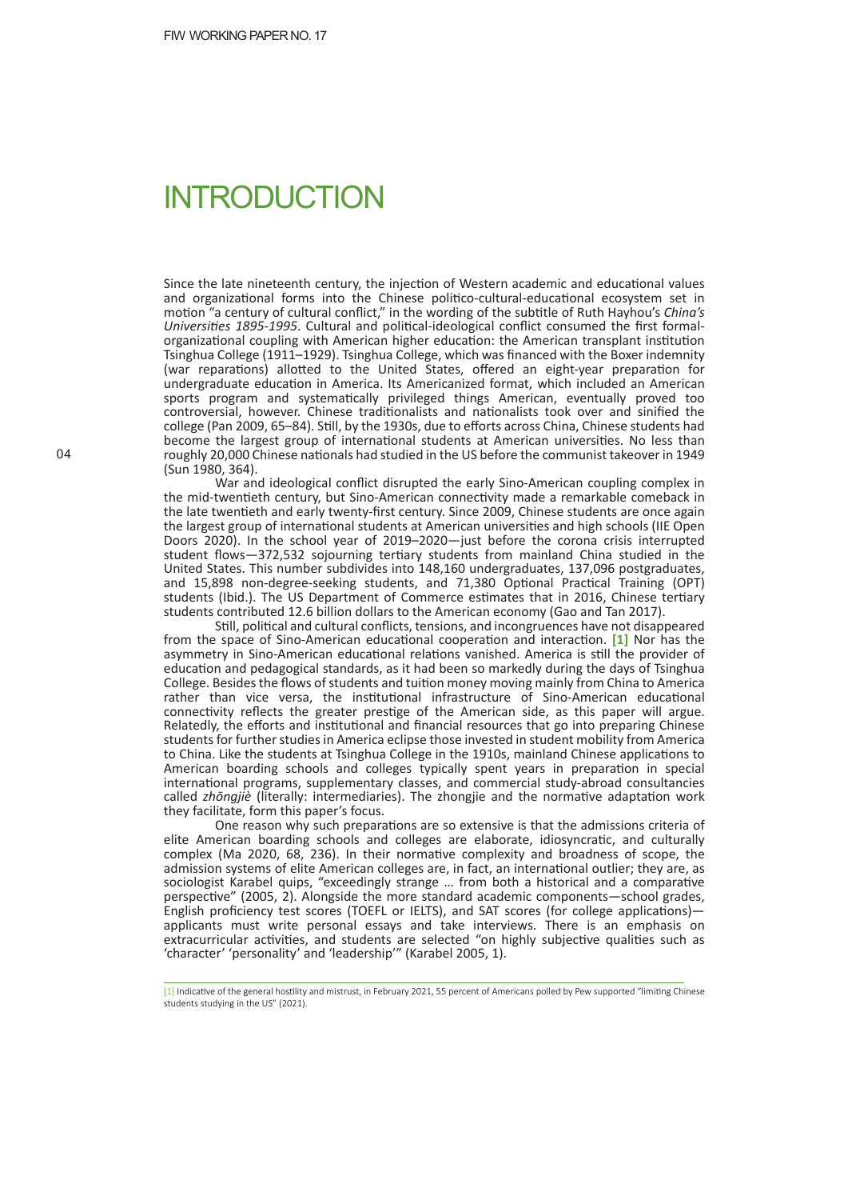# INTRODUCTION

Since the late nineteenth century, the injection of Western academic and educational values and organizational forms into the Chinese politico-cultural-educational ecosystem set in motion "a century of cultural conflict," in the wording of the subtitle of Ruth Hayhou's *China's Universities 1895-1995*. Cultural and political-ideological conflict consumed the first formal-organizational coupling with American higher education: the American transplant institution Tsinghua College (1911–1929). Tsinghua College, which was financed with the Boxer indemnity (war reparations) allotted to the United States, offered an eight-year preparation for undergraduate education in America. Its Americanized format, which included an American sports program and systematically privileged things American, eventually proved too controversial, however. Chinese traditionalists and nationalists took over and sinified the college (Pan 2009, 65–84). Still, by the 1930s, due to efforts across China, Chinese students had become the largest group of international students at American universities. No less than roughly 20,000 Chinese nationals had studied in the US before the communist takeover in 1949 (Sun 1980, 364).

War and ideological conflict disrupted the early Sino-American coupling complex in the mid-twentieth century, but Sino-American connectivity made a remarkable comeback in the late twentieth and early twenty-first century. Since 2009, Chinese students are once again the largest group of international students at American universities and high schools (IIE Open Doors 2020). In the school year of 2019–2020—just before the corona crisis interrupted student flows—372,532 sojourning tertiary students from mainland China studied in the United States. This number subdivides into 148,160 undergraduates, 137,096 postgraduates, and 15,898 non-degree-seeking students, and 71,380 Optional Practical Training (OPT) students (Ibid.). The US Department of Commerce estimates that in 2016, Chinese tertiary students contributed 12.6 billion dollars to the American economy (Gao and Tan 2017).

Still, political and cultural conflicts, tensions, and incongruences have not disappeared from the space of Sino-American educational cooperation and interaction. [1] Nor has the asymmetry in Sino-American educational relations vanished. America is still the provider of education and pedagogical standards, as it had been so markedly during the days of Tsinghua College. Besides the flows of students and tuition money moving mainly from China to America rather than vice versa, the institutional infrastructure of Sino-American educational connectivity reflects the greater prestige of the American side, as this paper will argue. Relatedly, the efforts and institutional and financial resources that go into preparing Chinese students for further studies in America eclipse those invested in student mobility from America to China. Like the students at Tsinghua College in the 1910s, mainland Chinese applications to American boarding schools and colleges typically spent years in preparation in special international programs, supplementary classes, and commercial study-abroad consultancies called *zhōngjiè* (literally: intermediaries). The zhongjie and the normative adaptation work they facilitate, form this paper's focus.

One reason why such preparations are so extensive is that the admissions criteria of elite American boarding schools and colleges are elaborate, idiosyncratic, and culturally complex (Ma 2020, 68, 236). In their normative complexity and broadness of scope, the admission systems of elite American colleges are, in fact, an international outlier; they are, as sociologist Karabel quips, "exceedingly strange … from both a historical and a comparative perspective" (2005, 2). Alongside the more standard academic components—school grades, English proficiency test scores (TOEFL or IELTS), and SAT scores (for college applications)—applicants must write personal essays and take interviews. There is an emphasis on extracurricular activities, and students are selected "on highly subjective qualities such as 'character' 'personality' and 'leadership'" (Karabel 2005, 1).

[1] Indicative of the general hostility and mistrust, in February 2021, 55 percent of Americans polled by Pew supported "limiting Chinese students studying in the US" (2021).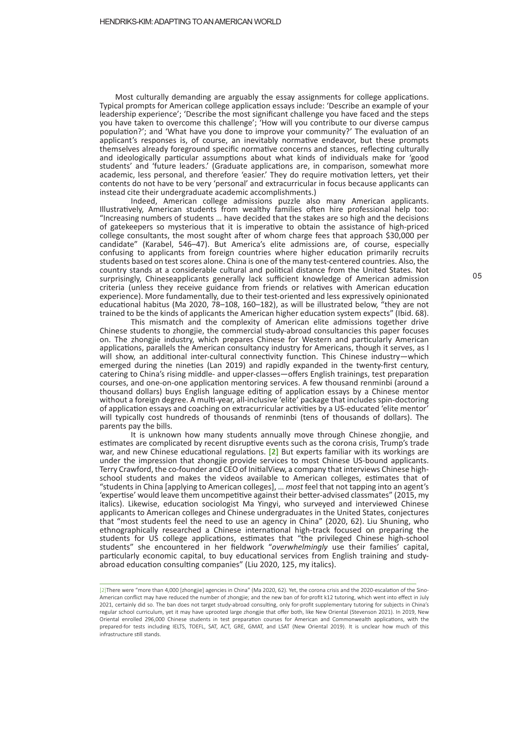Most culturally demanding are arguably the essay assignments for college applications. Typical prompts for American college application essays include: 'Describe an example of your leadership experience'; 'Describe the most significant challenge you have faced and the steps you have taken to overcome this challenge'; 'How will you contribute to our diverse campus population?'; and 'What have you done to improve your community?' The evaluation of an applicant's responses is, of course, an inevitably normative endeavor, but these prompts themselves already foreground specific normative concerns and stances, reflecting culturally and ideologically particular assumptions about what kinds of individuals make for 'good students' and 'future leaders.' (Graduate applications are, in comparison, somewhat more academic, less personal, and therefore 'easier.' They do require motivation letters, yet their contents do not have to be very 'personal' and extracurricular in focus because applicants can instead cite their undergraduate academic accomplishments.)

Indeed, American college admissions puzzle also many American applicants. Illustratively, American students from wealthy families often hire professional help too: "Increasing numbers of students … have decided that the stakes are so high and the decisions of gatekeepers so mysterious that it is imperative to obtain the assistance of high-priced college consultants, the most sought after of whom charge fees that approach $30,000 per candidate" (Karabel, 546–47). But America's elite admissions are, of course, especially confusing to applicants from foreign countries where higher education primarily recruits students based on test scores alone. China is one of the many test-centered countries. Also, the country stands at a considerable cultural and political distance from the United States. Not surprisingly, Chineseapplicants generally lack sufficient knowledge of American admission criteria (unless they receive guidance from friends or relatives with American education experience). More fundamentally, due to their test-oriented and less expressively opinionated educational habitus (Ma 2020, 78–108, 160–182), as will be illustrated below, "they are not trained to be the kinds of applicants the American higher education system expects" (Ibid. 68).

This mismatch and the complexity of American elite admissions together drive Chinese students to zhongjie, the commercial study-abroad consultancies this paper focuses on. The zhongjie industry, which prepares Chinese for Western and particularly American applications, parallels the American consultancy industry for Americans, though it serves, as I will show, an additional inter-cultural connectivity function. This Chinese industry—which emerged during the nineties (Lan 2019) and rapidly expanded in the twenty-first century, catering to China's rising middle- and upper-classes—offers English trainings, test preparation courses, and one-on-one application mentoring services. A few thousand renminbi (around a thousand dollars) buys English language editing of application essays by a Chinese mentor without a foreign degree. A multi-year, all-inclusive 'elite' package that includes spin-doctoring of application essays and coaching on extracurricular activities by a US-educated 'elite mentor' will typically cost hundreds of thousands of renminbi (tens of thousands of dollars). The parents pay the bills.

It is unknown how many students annually move through Chinese zhongjie, and estimates are complicated by recent disruptive events such as the corona crisis, Trump's trade war, and new Chinese educational regulations. [2] But experts familiar with its workings are under the impression that zhongjie provide services to most Chinese US-bound applicants. Terry Crawford, the co-founder and CEO of InitialView, a company that interviews Chinese high-school students and makes the videos available to American colleges, estimates that of "students in China [applying to American colleges], … *most* feel that not tapping into an agent's 'expertise' would leave them uncompetitive against their better-advised classmates" (2015, my italics). Likewise, education sociologist Ma Yingyi, who surveyed and interviewed Chinese applicants to American colleges and Chinese undergraduates in the United States, conjectures that "most students feel the need to use an agency in China" (2020, 62). Liu Shuning, who ethnographically researched a Chinese international high-track focused on preparing the students for US college applications, estimates that "the privileged Chinese high-school students" she encountered in her fieldwork "*overwhelmingly* use their families' capital, particularly economic capital, to buy educational services from English training and study-abroad education consulting companies" (Liu 2020, 125, my italics).

---

[2] There were "more than 4,000 [zhongjie] agencies in China" (Ma 2020, 62). Yet, the corona crisis and the 2020-escalation of the Sino-American conflict may have reduced the number of zhongjie; and the new ban of for-profit k12 tutoring, which went into effect in July 2021, certainly did so. The ban does not target study-abroad consulting, only for-profit supplementary tutoring for subjects in China's regular school curriculum, yet it may have uprooted large zhongjie that offer both, like New Oriental (Stevenson 2021). In 2019, New Oriental enrolled 296,000 Chinese students in test preparation courses for American and Commonwealth applications, with the prepared-for tests including IELTS, TOEFL, SAT, ACT, GRE, GMAT, and LSAT (New Oriental 2019). It is unclear how much of this infrastructure still stands.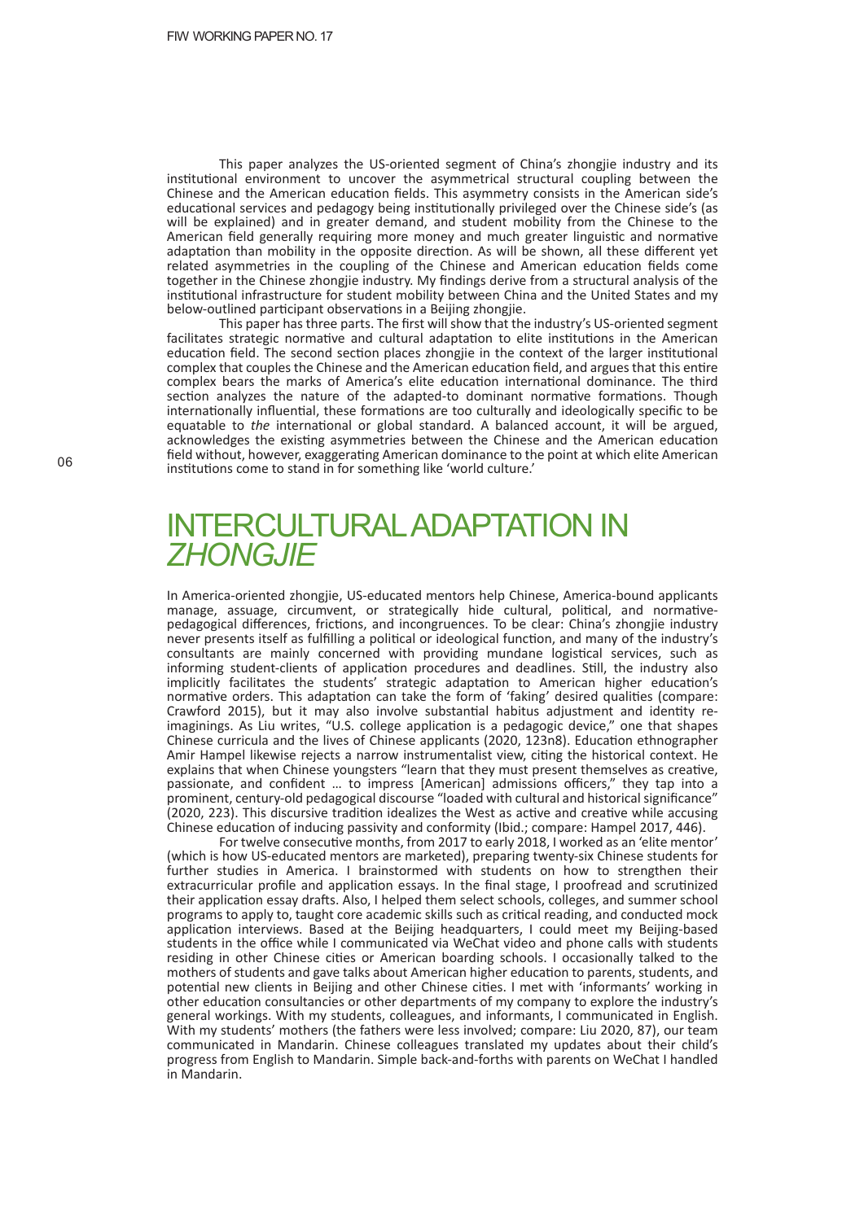This paper analyzes the US-oriented segment of China's zhongjie industry and its institutional environment to uncover the asymmetrical structural coupling between the Chinese and the American education fields. This asymmetry consists in the American side's educational services and pedagogy being institutionally privileged over the Chinese side's (as will be explained) and in greater demand, and student mobility from the Chinese to the American field generally requiring more money and much greater linguistic and normative adaptation than mobility in the opposite direction. As will be shown, all these different yet related asymmetries in the coupling of the Chinese and American education fields come together in the Chinese zhongjie industry. My findings derive from a structural analysis of the institutional infrastructure for student mobility between China and the United States and my below-outlined participant observations in a Beijing zhongjie.

This paper has three parts. The first will show that the industry's US-oriented segment facilitates strategic normative and cultural adaptation to elite institutions in the American education field. The second section places zhongjie in the context of the larger institutional complex that couples the Chinese and the American education field, and argues that this entire complex bears the marks of America's elite education international dominance. The third section analyzes the nature of the adapted-to dominant normative formations. Though internationally influential, these formations are too culturally and ideologically specific to be equatable to *the* international or global standard. A balanced account, it will be argued, acknowledges the existing asymmetries between the Chinese and the American education field without, however, exaggerating American dominance to the point at which elite American institutions come to stand in for something like 'world culture.'

# INTERCULTURAL ADAPTATION IN *ZHONGJIE*

In America-oriented zhongjie, US-educated mentors help Chinese, America-bound applicants manage, assuage, circumvent, or strategically hide cultural, political, and normative-pedagogical differences, frictions, and incongruences. To be clear: China's zhongjie industry never presents itself as fulfilling a political or ideological function, and many of the industry's consultants are mainly concerned with providing mundane logistical services, such as informing student-clients of application procedures and deadlines. Still, the industry also implicitly facilitates the students' strategic adaptation to American higher education's normative orders. This adaptation can take the form of 'faking' desired qualities (compare: Crawford 2015), but it may also involve substantial habitus adjustment and identity re-imaginings. As Liu writes, "U.S. college application is a pedagogic device," one that shapes Chinese curricula and the lives of Chinese applicants (2020, 123n8). Education ethnographer Amir Hampel likewise rejects a narrow instrumentalist view, citing the historical context. He explains that when Chinese youngsters "learn that they must present themselves as creative, passionate, and confident … to impress [American] admissions officers," they tap into a prominent, century-old pedagogical discourse "loaded with cultural and historical significance" (2020, 223). This discursive tradition idealizes the West as active and creative while accusing Chinese education of inducing passivity and conformity (Ibid.; compare: Hampel 2017, 446).

For twelve consecutive months, from 2017 to early 2018, I worked as an 'elite mentor' (which is how US-educated mentors are marketed), preparing twenty-six Chinese students for further studies in America. I brainstormed with students on how to strengthen their extracurricular profile and application essays. In the final stage, I proofread and scrutinized their application essay drafts. Also, I helped them select schools, colleges, and summer school programs to apply to, taught core academic skills such as critical reading, and conducted mock application interviews. Based at the Beijing headquarters, I could meet my Beijing-based students in the office while I communicated via WeChat video and phone calls with students residing in other Chinese cities or American boarding schools. I occasionally talked to the mothers of students and gave talks about American higher education to parents, students, and potential new clients in Beijing and other Chinese cities. I met with 'informants' working in other education consultancies or other departments of my company to explore the industry's general workings. With my students, colleagues, and informants, I communicated in English. With my students' mothers (the fathers were less involved; compare: Liu 2020, 87), our team communicated in Mandarin. Chinese colleagues translated my updates about their child's progress from English to Mandarin. Simple back-and-forths with parents on WeChat I handled in Mandarin.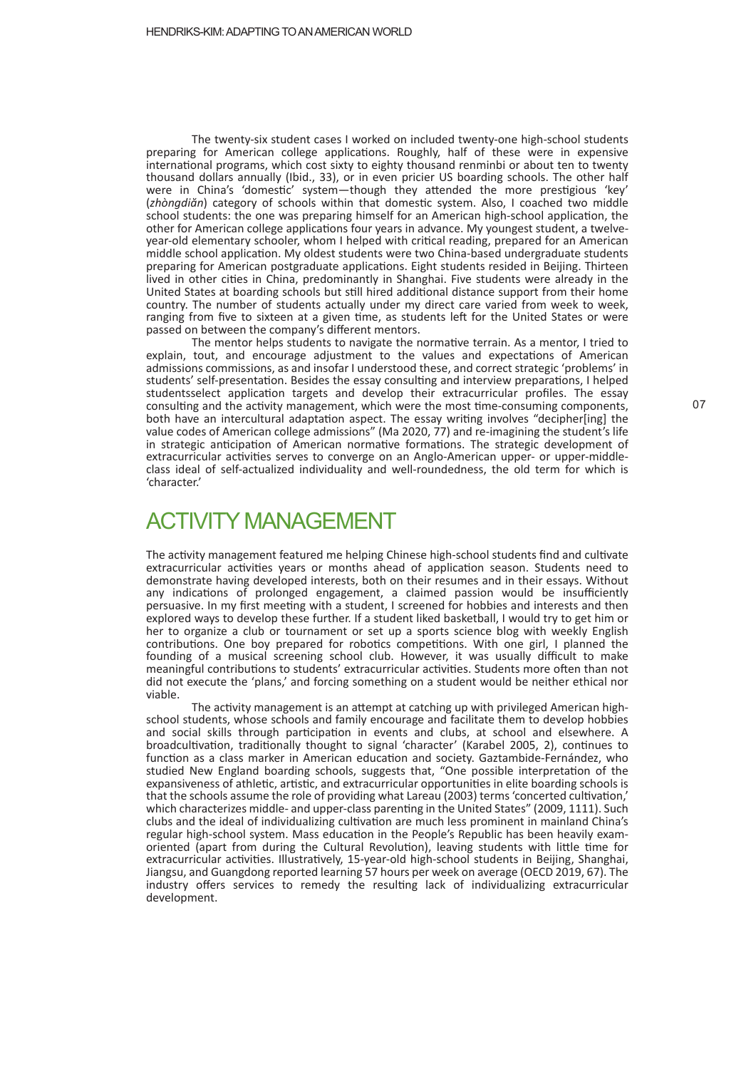The twenty-six student cases I worked on included twenty-one high-school students preparing for American college applications. Roughly, half of these were in expensive international programs, which cost sixty to eighty thousand renminbi or about ten to twenty thousand dollars annually (Ibid., 33), or in even pricier US boarding schools. The other half were in China's 'domestic' system—though they attended the more prestigious 'key' (*zhòngdiǎn*) category of schools within that domestic system. Also, I coached two middle school students: the one was preparing himself for an American high-school application, the other for American college applications four years in advance. My youngest student, a twelve-year-old elementary schooler, whom I helped with critical reading, prepared for an American middle school application. My oldest students were two China-based undergraduate students preparing for American postgraduate applications. Eight students resided in Beijing. Thirteen lived in other cities in China, predominantly in Shanghai. Five students were already in the United States at boarding schools but still hired additional distance support from their home country. The number of students actually under my direct care varied from week to week, ranging from five to sixteen at a given time, as students left for the United States or were passed on between the company's different mentors.

The mentor helps students to navigate the normative terrain. As a mentor, I tried to explain, tout, and encourage adjustment to the values and expectations of American admissions commissions, as and insofar I understood these, and correct strategic 'problems' in students' self-presentation. Besides the essay consulting and interview preparations, I helped studentsselect application targets and develop their extracurricular profiles. The essay consulting and the activity management, which were the most time-consuming components, both have an intercultural adaptation aspect. The essay writing involves "decipher[ing] the value codes of American college admissions" (Ma 2020, 77) and re-imagining the student's life in strategic anticipation of American normative formations. The strategic development of extracurricular activities serves to converge on an Anglo-American upper- or upper-middle-class ideal of self-actualized individuality and well-roundedness, the old term for which is 'character.'

## ACTIVITY MANAGEMENT

The activity management featured me helping Chinese high-school students find and cultivate extracurricular activities years or months ahead of application season. Students need to demonstrate having developed interests, both on their resumes and in their essays. Without any indications of prolonged engagement, a claimed passion would be insufficiently persuasive. In my first meeting with a student, I screened for hobbies and interests and then explored ways to develop these further. If a student liked basketball, I would try to get him or her to organize a club or tournament or set up a sports science blog with weekly English contributions. One boy prepared for robotics competitions. With one girl, I planned the founding of a musical screening school club. However, it was usually difficult to make meaningful contributions to students' extracurricular activities. Students more often than not did not execute the 'plans,' and forcing something on a student would be neither ethical nor viable.

The activity management is an attempt at catching up with privileged American high-school students, whose schools and family encourage and facilitate them to develop hobbies and social skills through participation in events and clubs, at school and elsewhere. A broadcultivation, traditionally thought to signal 'character' (Karabel 2005, 2), continues to function as a class marker in American education and society. Gaztambide-Fernández, who studied New England boarding schools, suggests that, "One possible interpretation of the expansiveness of athletic, artistic, and extracurricular opportunities in elite boarding schools is that the schools assume the role of providing what Lareau (2003) terms 'concerted cultivation,' which characterizes middle- and upper-class parenting in the United States" (2009, 1111). Such clubs and the ideal of individualizing cultivation are much less prominent in mainland China's regular high-school system. Mass education in the People's Republic has been heavily exam-oriented (apart from during the Cultural Revolution), leaving students with little time for extracurricular activities. Illustratively, 15-year-old high-school students in Beijing, Shanghai, Jiangsu, and Guangdong reported learning 57 hours per week on average (OECD 2019, 67). The industry offers services to remedy the resulting lack of individualizing extracurricular development.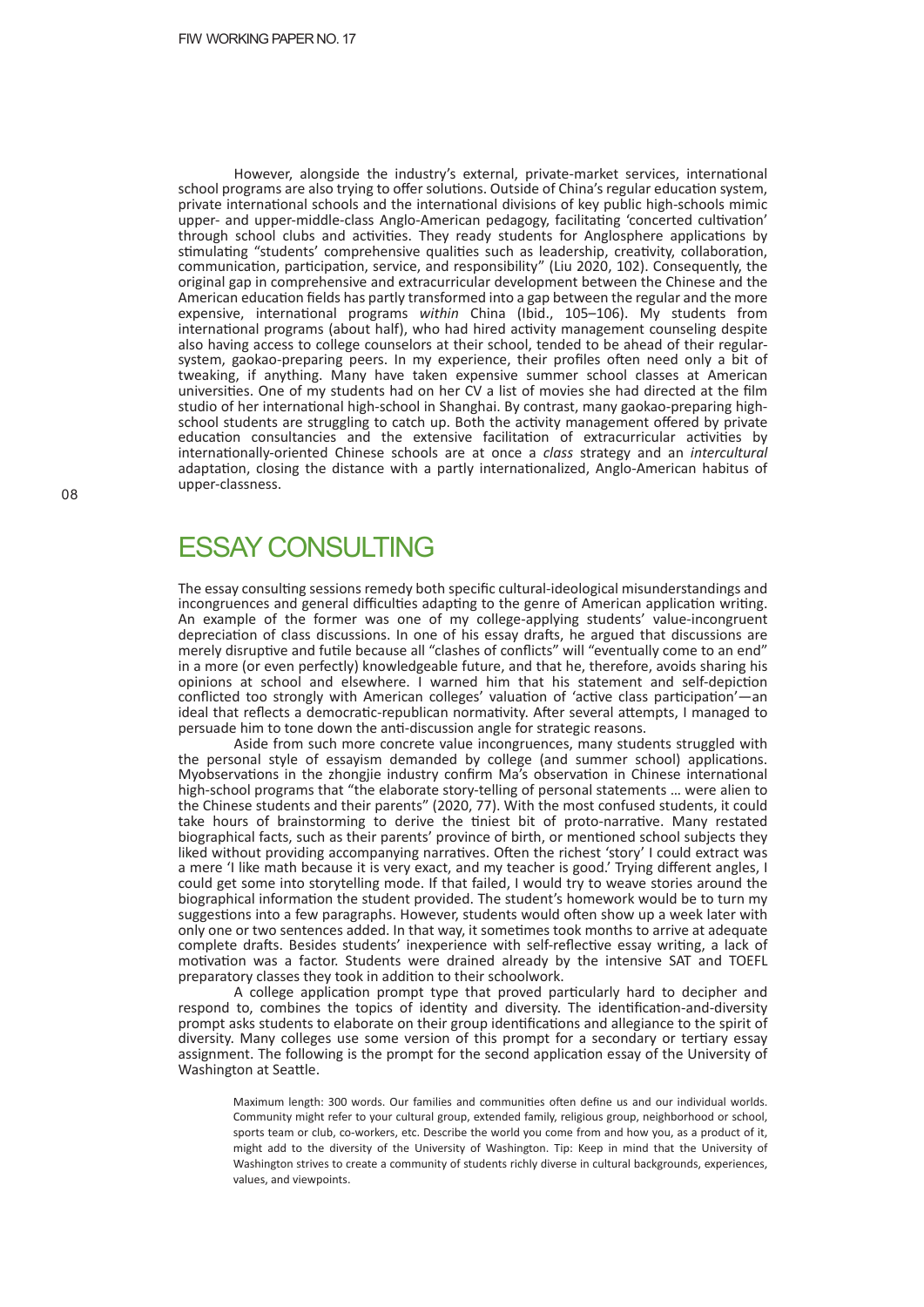However, alongside the industry's external, private-market services, international school programs are also trying to offer solutions. Outside of China's regular education system, private international schools and the international divisions of key public high-schools mimic upper- and upper-middle-class Anglo-American pedagogy, facilitating 'concerted cultivation' through school clubs and activities. They ready students for Anglosphere applications by stimulating "students' comprehensive qualities such as leadership, creativity, collaboration, communication, participation, service, and responsibility" (Liu 2020, 102). Consequently, the original gap in comprehensive and extracurricular development between the Chinese and the American education fields has partly transformed into a gap between the regular and the more expensive, international programs *within* China (Ibid., 105–106). My students from international programs (about half), who had hired activity management counseling despite also having access to college counselors at their school, tended to be ahead of their regular-system, gaokao-preparing peers. In my experience, their profiles often need only a bit of tweaking, if anything. Many have taken expensive summer school classes at American universities. One of my students had on her CV a list of movies she had directed at the film studio of her international high-school in Shanghai. By contrast, many gaokao-preparing high-school students are struggling to catch up. Both the activity management offered by private education consultancies and the extensive facilitation of extracurricular activities by internationally-oriented Chinese schools are at once a *class* strategy and an *intercultural* adaptation, closing the distance with a partly internationalized, Anglo-American habitus of upper-classness.

## ESSAY CONSULTING

The essay consulting sessions remedy both specific cultural-ideological misunderstandings and incongruences and general difficulties adapting to the genre of American application writing. An example of the former was one of my college-applying students' value-incongruent depreciation of class discussions. In one of his essay drafts, he argued that discussions are merely disruptive and futile because all "clashes of conflicts" will "eventually come to an end" in a more (or even perfectly) knowledgeable future, and that he, therefore, avoids sharing his opinions at school and elsewhere. I warned him that his statement and self-depiction conflicted too strongly with American colleges' valuation of 'active class participation'—an ideal that reflects a democratic-republican normativity. After several attempts, I managed to persuade him to tone down the anti-discussion angle for strategic reasons.

Aside from such more concrete value incongruences, many students struggled with the personal style of essayism demanded by college (and summer school) applications. Myobservations in the zhongjie industry confirm Ma's observation in Chinese international high-school programs that "the elaborate story-telling of personal statements … were alien to the Chinese students and their parents" (2020, 77). With the most confused students, it could take hours of brainstorming to derive the tiniest bit of proto-narrative. Many restated biographical facts, such as their parents' province of birth, or mentioned school subjects they liked without providing accompanying narratives. Often the richest 'story' I could extract was a mere 'I like math because it is very exact, and my teacher is good.' Trying different angles, I could get some into storytelling mode. If that failed, I would try to weave stories around the biographical information the student provided. The student's homework would be to turn my suggestions into a few paragraphs. However, students would often show up a week later with only one or two sentences added. In that way, it sometimes took months to arrive at adequate complete drafts. Besides students' inexperience with self-reflective essay writing, a lack of motivation was a factor. Students were drained already by the intensive SAT and TOEFL preparatory classes they took in addition to their schoolwork.

A college application prompt type that proved particularly hard to decipher and respond to, combines the topics of identity and diversity. The identification-and-diversity prompt asks students to elaborate on their group identifications and allegiance to the spirit of diversity. Many colleges use some version of this prompt for a secondary or tertiary essay assignment. The following is the prompt for the second application essay of the University of Washington at Seattle.

> Maximum length: 300 words. Our families and communities often define us and our individual worlds. Community might refer to your cultural group, extended family, religious group, neighborhood or school, sports team or club, co-workers, etc. Describe the world you come from and how you, as a product of it, might add to the diversity of the University of Washington. Tip: Keep in mind that the University of Washington strives to create a community of students richly diverse in cultural backgrounds, experiences, values, and viewpoints.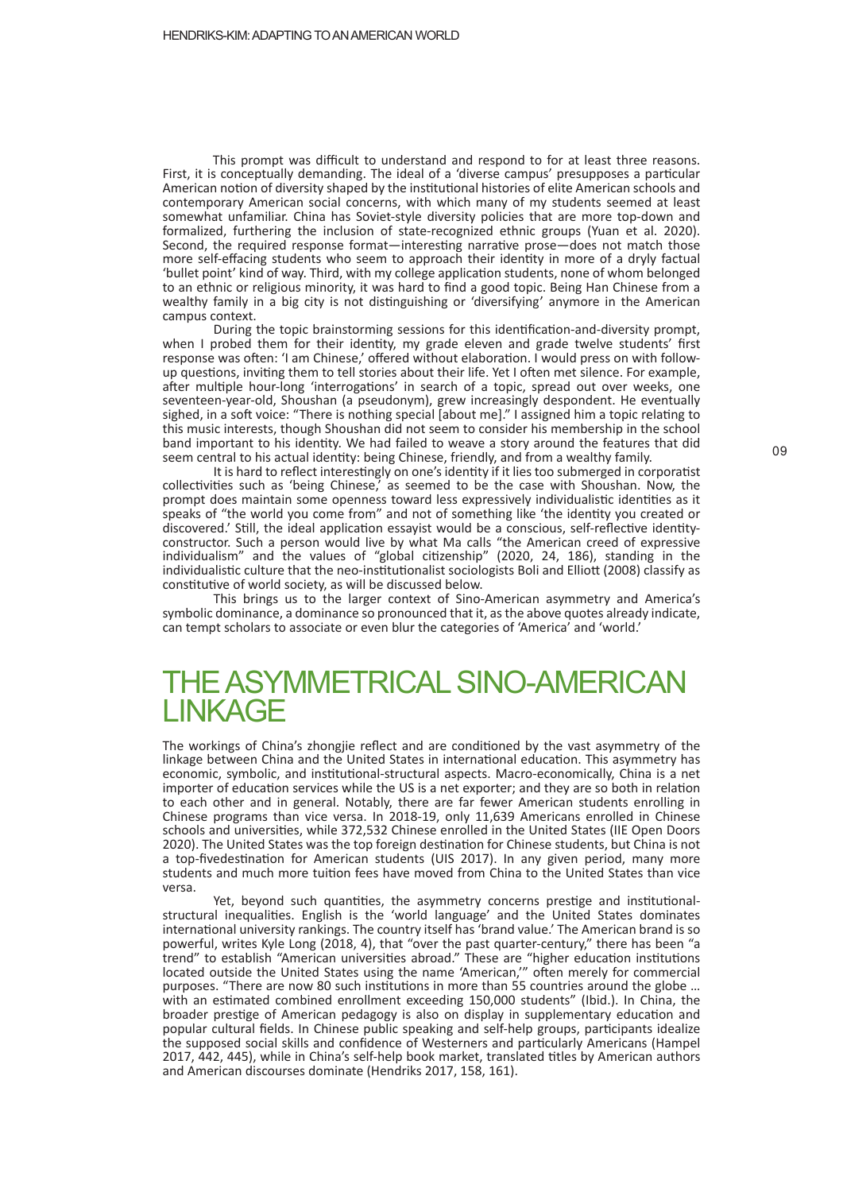This prompt was difficult to understand and respond to for at least three reasons. First, it is conceptually demanding. The ideal of a 'diverse campus' presupposes a particular American notion of diversity shaped by the institutional histories of elite American schools and contemporary American social concerns, with which many of my students seemed at least somewhat unfamiliar. China has Soviet-style diversity policies that are more top-down and formalized, furthering the inclusion of state-recognized ethnic groups (Yuan et al. 2020). Second, the required response format—interesting narrative prose—does not match those more self-effacing students who seem to approach their identity in more of a dryly factual 'bullet point' kind of way. Third, with my college application students, none of whom belonged to an ethnic or religious minority, it was hard to find a good topic. Being Han Chinese from a wealthy family in a big city is not distinguishing or 'diversifying' anymore in the American campus context.

During the topic brainstorming sessions for this identification-and-diversity prompt, when I probed them for their identity, my grade eleven and grade twelve students' first response was often: 'I am Chinese,' offered without elaboration. I would press on with follow-up questions, inviting them to tell stories about their life. Yet I often met silence. For example, after multiple hour-long 'interrogations' in search of a topic, spread out over weeks, one seventeen-year-old, Shoushan (a pseudonym), grew increasingly despondent. He eventually sighed, in a soft voice: "There is nothing special [about me]." I assigned him a topic relating to this music interests, though Shoushan did not seem to consider his membership in the school band important to his identity. We had failed to weave a story around the features that did seem central to his actual identity: being Chinese, friendly, and from a wealthy family.

It is hard to reflect interestingly on one's identity if it lies too submerged in corporatist collectivities such as 'being Chinese,' as seemed to be the case with Shoushan. Now, the prompt does maintain some openness toward less expressively individualistic identities as it speaks of "the world you come from" and not of something like 'the identity you created or discovered.' Still, the ideal application essayist would be a conscious, self-reflective identity-constructor. Such a person would live by what Ma calls "the American creed of expressive individualism" and the values of "global citizenship" (2020, 24, 186), standing in the individualistic culture that the neo-institutionalist sociologists Boli and Elliott (2008) classify as constitutive of world society, as will be discussed below.

This brings us to the larger context of Sino-American asymmetry and America's symbolic dominance, a dominance so pronounced that it, as the above quotes already indicate, can tempt scholars to associate or even blur the categories of 'America' and 'world.'

# THE ASYMMETRICAL SINO-AMERICAN LINKAGE

The workings of China's zhongjie reflect and are conditioned by the vast asymmetry of the linkage between China and the United States in international education. This asymmetry has economic, symbolic, and institutional-structural aspects. Macro-economically, China is a net importer of education services while the US is a net exporter; and they are so both in relation to each other and in general. Notably, there are far fewer American students enrolling in Chinese programs than vice versa. In 2018-19, only 11,639 Americans enrolled in Chinese schools and universities, while 372,532 Chinese enrolled in the United States (IIE Open Doors 2020). The United States was the top foreign destination for Chinese students, but China is not a top-fivedestination for American students (UIS 2017). In any given period, many more students and much more tuition fees have moved from China to the United States than vice versa.

Yet, beyond such quantities, the asymmetry concerns prestige and institutional-structural inequalities. English is the 'world language' and the United States dominates international university rankings. The country itself has 'brand value.' The American brand is so powerful, writes Kyle Long (2018, 4), that "over the past quarter-century," there has been "a trend" to establish "American universities abroad." These are "higher education institutions located outside the United States using the name 'American,'" often merely for commercial purposes. "There are now 80 such institutions in more than 55 countries around the globe … with an estimated combined enrollment exceeding 150,000 students" (Ibid.). In China, the broader prestige of American pedagogy is also on display in supplementary education and popular cultural fields. In Chinese public speaking and self-help groups, participants idealize the supposed social skills and confidence of Westerners and particularly Americans (Hampel 2017, 442, 445), while in China's self-help book market, translated titles by American authors and American discourses dominate (Hendriks 2017, 158, 161).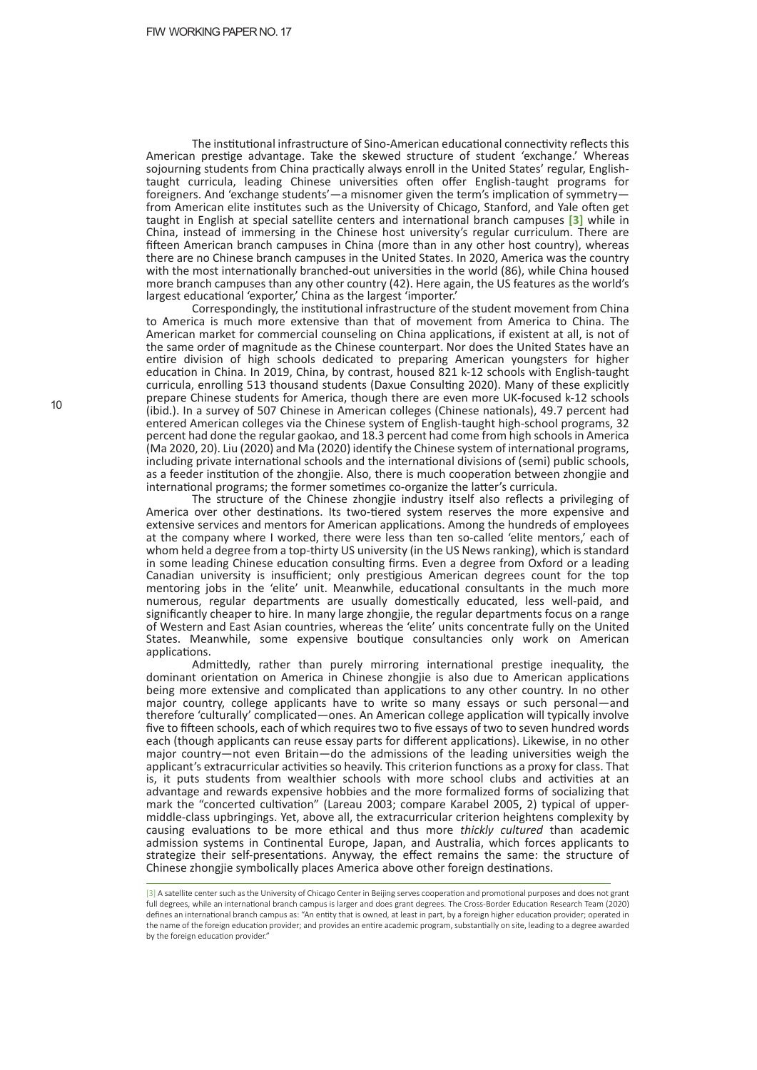The institutional infrastructure of Sino-American educational connectivity reflects this American prestige advantage. Take the skewed structure of student 'exchange.' Whereas sojourning students from China practically always enroll in the United States' regular, English-taught curricula, leading Chinese universities often offer English-taught programs for foreigners. And 'exchange students'—a misnomer given the term's implication of symmetry—from American elite institutes such as the University of Chicago, Stanford, and Yale often get taught in English at special satellite centers and international branch campuses [3] while in China, instead of immersing in the Chinese host university's regular curriculum. There are fifteen American branch campuses in China (more than in any other host country), whereas there are no Chinese branch campuses in the United States. In 2020, America was the country with the most internationally branched-out universities in the world (86), while China housed more branch campuses than any other country (42). Here again, the US features as the world's largest educational 'exporter,' China as the largest 'importer.'

Correspondingly, the institutional infrastructure of the student movement from China to America is much more extensive than that of movement from America to China. The American market for commercial counseling on China applications, if existent at all, is not of the same order of magnitude as the Chinese counterpart. Nor does the United States have an entire division of high schools dedicated to preparing American youngsters for higher education in China. In 2019, China, by contrast, housed 821 k-12 schools with English-taught curricula, enrolling 513 thousand students (Daxue Consulting 2020). Many of these explicitly prepare Chinese students for America, though there are even more UK-focused k-12 schools (ibid.). In a survey of 507 Chinese in American colleges (Chinese nationals), 49.7 percent had entered American colleges via the Chinese system of English-taught high-school programs, 32 percent had done the regular gaokao, and 18.3 percent had come from high schools in America (Ma 2020, 20). Liu (2020) and Ma (2020) identify the Chinese system of international programs, including private international schools and the international divisions of (semi) public schools, as a feeder institution of the zhongjie. Also, there is much cooperation between zhongjie and international programs; the former sometimes co-organize the latter's curricula.

The structure of the Chinese zhongjie industry itself also reflects a privileging of America over other destinations. Its two-tiered system reserves the more expensive and extensive services and mentors for American applications. Among the hundreds of employees at the company where I worked, there were less than ten so-called 'elite mentors,' each of whom held a degree from a top-thirty US university (in the US News ranking), which is standard in some leading Chinese education consulting firms. Even a degree from Oxford or a leading Canadian university is insufficient; only prestigious American degrees count for the top mentoring jobs in the 'elite' unit. Meanwhile, educational consultants in the much more numerous, regular departments are usually domestically educated, less well-paid, and significantly cheaper to hire. In many large zhongjie, the regular departments focus on a range of Western and East Asian countries, whereas the 'elite' units concentrate fully on the United States. Meanwhile, some expensive boutique consultancies only work on American applications.

Admittedly, rather than purely mirroring international prestige inequality, the dominant orientation on America in Chinese zhongjie is also due to American applications being more extensive and complicated than applications to any other country. In no other major country, college applicants have to write so many essays or such personal—and therefore 'culturally' complicated—ones. An American college application will typically involve five to fifteen schools, each of which requires two to five essays of two to seven hundred words each (though applicants can reuse essay parts for different applications). Likewise, in no other major country—not even Britain—do the admissions of the leading universities weigh the applicant's extracurricular activities so heavily. This criterion functions as a proxy for class. That is, it puts students from wealthier schools with more school clubs and activities at an advantage and rewards expensive hobbies and the more formalized forms of socializing that mark the "concerted cultivation" (Lareau 2003; compare Karabel 2005, 2) typical of upper-middle-class upbringings. Yet, above all, the extracurricular criterion heightens complexity by causing evaluations to be more ethical and thus more *thickly cultured* than academic admission systems in Continental Europe, Japan, and Australia, which forces applicants to strategize their self-presentations. Anyway, the effect remains the same: the structure of Chinese zhongjie symbolically places America above other foreign destinations.

---

[3] A satellite center such as the University of Chicago Center in Beijing serves cooperation and promotional purposes and does not grant full degrees, while an international branch campus is larger and does grant degrees. The Cross-Border Education Research Team (2020) defines an international branch campus as: "An entity that is owned, at least in part, by a foreign higher education provider; operated in the name of the foreign education provider; and provides an entire academic program, substantially on site, leading to a degree awarded by the foreign education provider."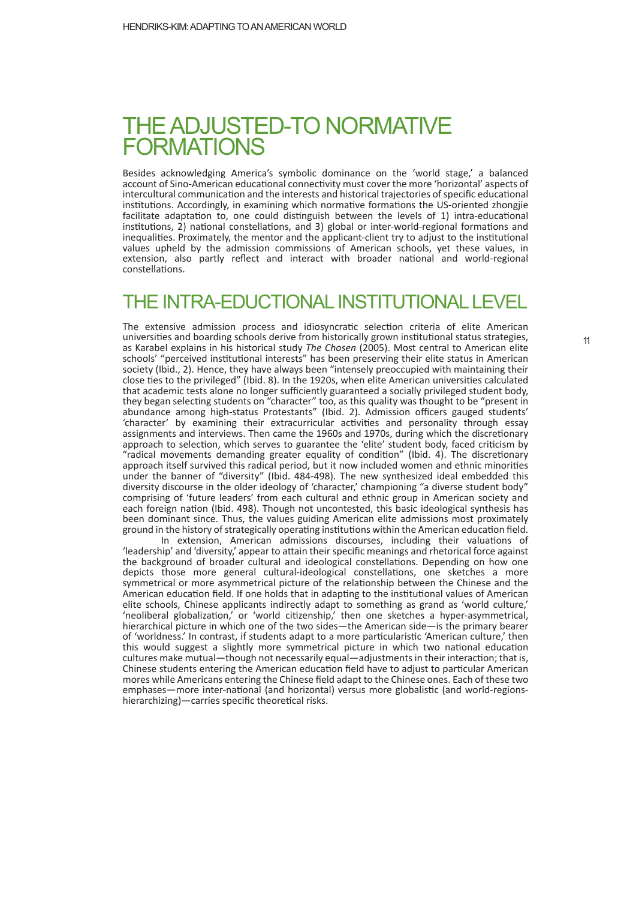# THE ADJUSTED-TO NORMATIVE FORMATIONS

Besides acknowledging America's symbolic dominance on the 'world stage,' a balanced account of Sino-American educational connectivity must cover the more 'horizontal' aspects of intercultural communication and the interests and historical trajectories of specific educational institutions. Accordingly, in examining which normative formations the US-oriented zhongjie facilitate adaptation to, one could distinguish between the levels of 1) intra-educational institutions, 2) national constellations, and 3) global or inter-world-regional formations and inequalities. Proximately, the mentor and the applicant-client try to adjust to the institutional values upheld by the admission commissions of American schools, yet these values, in extension, also partly reflect and interact with broader national and world-regional constellations.

## THE INTRA-EDUCTIONAL INSTITUTIONAL LEVEL

The extensive admission process and idiosyncratic selection criteria of elite American universities and boarding schools derive from historically grown institutional status strategies, as Karabel explains in his historical study *The Chosen* (2005). Most central to American elite schools' "perceived institutional interests" has been preserving their elite status in American society (Ibid., 2). Hence, they have always been "intensely preoccupied with maintaining their close ties to the privileged" (Ibid. 8). In the 1920s, when elite American universities calculated that academic tests alone no longer sufficiently guaranteed a socially privileged student body, they began selecting students on "character" too, as this quality was thought to be "present in abundance among high-status Protestants" (Ibid. 2). Admission officers gauged students' 'character' by examining their extracurricular activities and personality through essay assignments and interviews. Then came the 1960s and 1970s, during which the discretionary approach to selection, which serves to guarantee the 'elite' student body, faced criticism by "radical movements demanding greater equality of condition" (Ibid. 4). The discretionary approach itself survived this radical period, but it now included women and ethnic minorities under the banner of "diversity" (Ibid. 484-498). The new synthesized ideal embedded this diversity discourse in the older ideology of 'character,' championing "a diverse student body" comprising of 'future leaders' from each cultural and ethnic group in American society and each foreign nation (Ibid. 498). Though not uncontested, this basic ideological synthesis has been dominant since. Thus, the values guiding American elite admissions most proximately ground in the history of strategically operating institutions within the American education field.

In extension, American admissions discourses, including their valuations of 'leadership' and 'diversity,' appear to attain their specific meanings and rhetorical force against the background of broader cultural and ideological constellations. Depending on how one depicts those more general cultural-ideological constellations, one sketches a more symmetrical or more asymmetrical picture of the relationship between the Chinese and the American education field. If one holds that in adapting to the institutional values of American elite schools, Chinese applicants indirectly adapt to something as grand as 'world culture,' 'neoliberal globalization,' or 'world citizenship,' then one sketches a hyper-asymmetrical, hierarchical picture in which one of the two sides—the American side—is the primary bearer of 'worldness.' In contrast, if students adapt to a more particularistic 'American culture,' then this would suggest a slightly more symmetrical picture in which two national education cultures make mutual—though not necessarily equal—adjustments in their interaction; that is, Chinese students entering the American education field have to adjust to particular American mores while Americans entering the Chinese field adapt to the Chinese ones. Each of these two emphases—more inter-national (and horizontal) versus more globalistic (and world-regions-hierarchizing)—carries specific theoretical risks.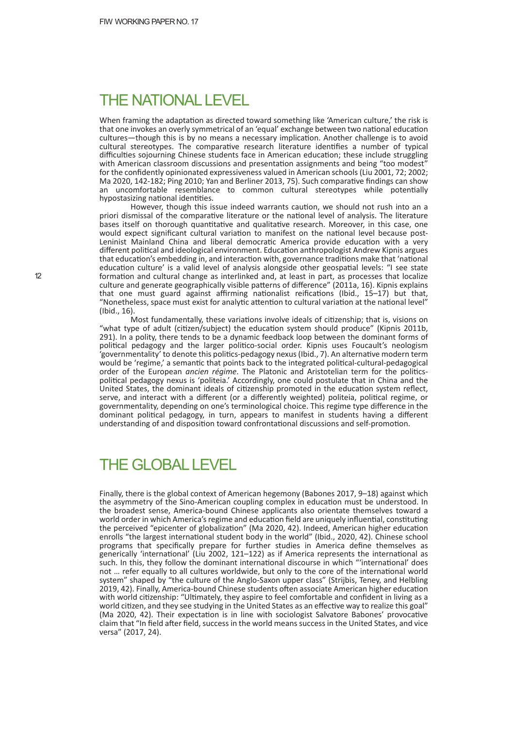## THE NATIONAL LEVEL

When framing the adaptation as directed toward something like 'American culture,' the risk is that one invokes an overly symmetrical of an 'equal' exchange between two national education cultures—though this is by no means a necessary implication. Another challenge is to avoid cultural stereotypes. The comparative research literature identifies a number of typical difficulties sojourning Chinese students face in American education; these include struggling with American classroom discussions and presentation assignments and being "too modest" for the confidently opinionated expressiveness valued in American schools (Liu 2001, 72; 2002; Ma 2020, 142-182; Ping 2010; Yan and Berliner 2013, 75). Such comparative findings can show an uncomfortable resemblance to common cultural stereotypes while potentially hypostasizing national identities.

However, though this issue indeed warrants caution, we should not rush into an a priori dismissal of the comparative literature or the national level of analysis. The literature bases itself on thorough quantitative and qualitative research. Moreover, in this case, one would expect significant cultural variation to manifest on the national level because post-Leninist Mainland China and liberal democratic America provide education with a very different political and ideological environment. Education anthropologist Andrew Kipnis argues that education's embedding in, and interaction with, governance traditions make that 'national education culture' is a valid level of analysis alongside other geospatial levels: "I see state formation and cultural change as interlinked and, at least in part, as processes that localize culture and generate geographically visible patterns of difference" (2011a, 16). Kipnis explains that one must guard against affirming nationalist reifications (Ibid., 15–17) but that, "Nonetheless, space must exist for analytic attention to cultural variation at the national level" (Ibid., 16).

Most fundamentally, these variations involve ideals of citizenship; that is, visions on "what type of adult (citizen/subject) the education system should produce" (Kipnis 2011b, 291). In a polity, there tends to be a dynamic feedback loop between the dominant forms of political pedagogy and the larger politico-social order. Kipnis uses Foucault's neologism 'governmentality' to denote this politics-pedagogy nexus (Ibid., 7). An alternative modern term would be 'regime,' a semantic that points back to the integrated political-cultural-pedagogical order of the European *ancien régime*. The Platonic and Aristotelian term for the politics-political pedagogy nexus is 'politeia.' Accordingly, one could postulate that in China and the United States, the dominant ideals of citizenship promoted in the education system reflect, serve, and interact with a different (or a differently weighted) politeia, political regime, or governmentality, depending on one's terminological choice. This regime type difference in the dominant political pedagogy, in turn, appears to manifest in students having a different understanding of and disposition toward confrontational discussions and self-promotion.

## THE GLOBAL LEVEL

Finally, there is the global context of American hegemony (Babones 2017, 9–18) against which the asymmetry of the Sino-American coupling complex in education must be understood. In the broadest sense, America-bound Chinese applicants also orientate themselves toward a world order in which America's regime and education field are uniquely influential, constituting the perceived "epicenter of globalization" (Ma 2020, 42). Indeed, American higher education enrolls "the largest international student body in the world" (Ibid., 2020, 42). Chinese school programs that specifically prepare for further studies in America define themselves as generically 'international' (Liu 2002, 121–122) as if America represents the international as such. In this, they follow the dominant international discourse in which "'international' does not … refer equally to all cultures worldwide, but only to the core of the international world system" shaped by "the culture of the Anglo-Saxon upper class" (Strijbis, Teney, and Helbling 2019, 42). Finally, America-bound Chinese students often associate American higher education with world citizenship: "Ultimately, they aspire to feel comfortable and confident in living as a world citizen, and they see studying in the United States as an effective way to realize this goal" (Ma 2020, 42). Their expectation is in line with sociologist Salvatore Babones' provocative claim that "In field after field, success in the world means success in the United States, and vice versa" (2017, 24).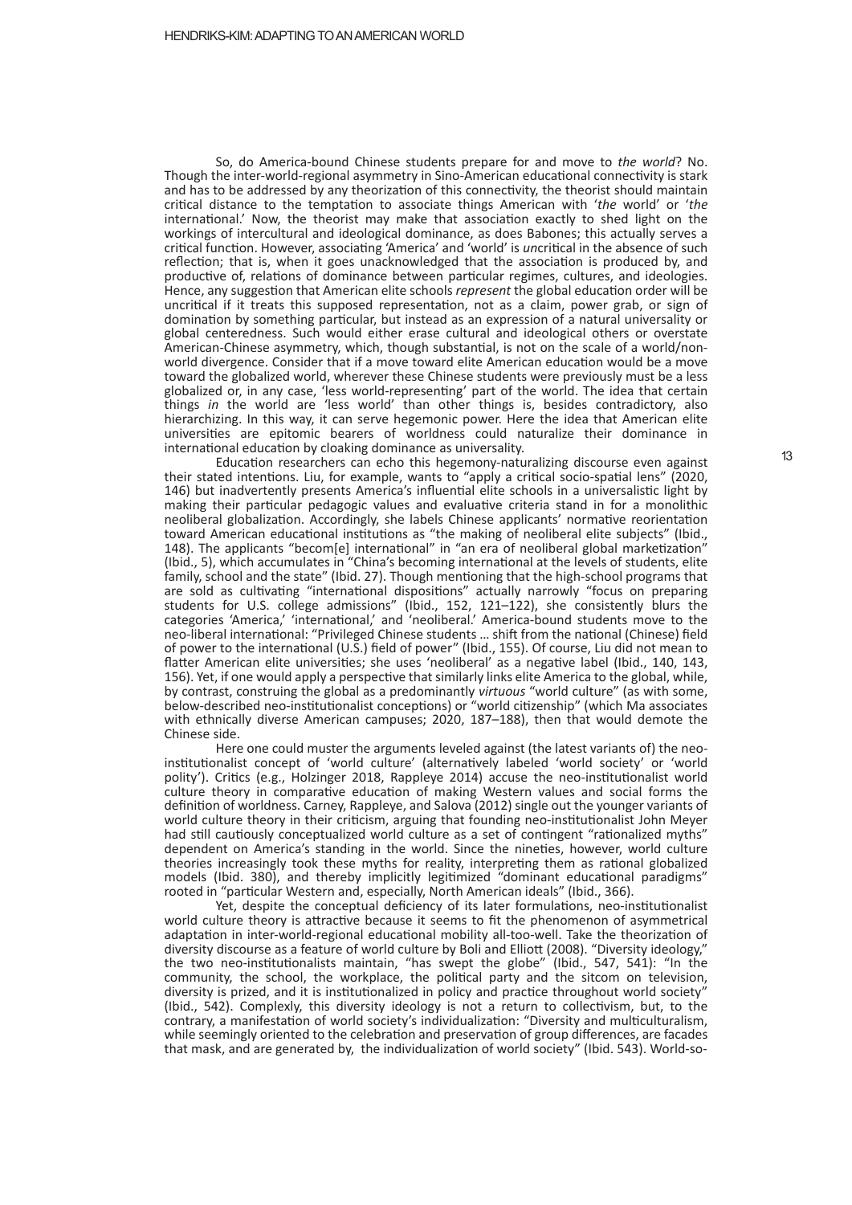So, do America-bound Chinese students prepare for and move to *the world*? No. Though the inter-world-regional asymmetry in Sino-American educational connectivity is stark and has to be addressed by any theorization of this connectivity, the theorist should maintain critical distance to the temptation to associate things American with '*the* world' or '*the* international.' Now, the theorist may make that association exactly to shed light on the workings of intercultural and ideological dominance, as does Babones; this actually serves a critical function. However, associating 'America' and 'world' is *un*critical in the absence of such reflection; that is, when it goes unacknowledged that the association is produced by, and productive of, relations of dominance between particular regimes, cultures, and ideologies. Hence, any suggestion that American elite schools *represent* the global education order will be uncritical if it treats this supposed representation, not as a claim, power grab, or sign of domination by something particular, but instead as an expression of a natural universality or global centeredness. Such would either erase cultural and ideological others or overstate American-Chinese asymmetry, which, though substantial, is not on the scale of a world/non-world divergence. Consider that if a move toward elite American education would be a move toward the globalized world, wherever these Chinese students were previously must be a less globalized or, in any case, 'less world-representing' part of the world. The idea that certain things *in* the world are 'less world' than other things is, besides contradictory, also hierarchizing. In this way, it can serve hegemonic power. Here the idea that American elite universities are epitomic bearers of worldness could naturalize their dominance in international education by cloaking dominance as universality.

Education researchers can echo this hegemony-naturalizing discourse even against their stated intentions. Liu, for example, wants to "apply a critical socio-spatial lens" (2020, 146) but inadvertently presents America's influential elite schools in a universalistic light by making their particular pedagogic values and evaluative criteria stand in for a monolithic neoliberal globalization. Accordingly, she labels Chinese applicants' normative reorientation toward American educational institutions as "the making of neoliberal elite subjects" (Ibid., 148). The applicants "becom[e] international" in "an era of neoliberal global marketization" (Ibid., 5), which accumulates in "China's becoming international at the levels of students, elite family, school and the state" (Ibid. 27). Though mentioning that the high-school programs that are sold as cultivating "international dispositions" actually narrowly "focus on preparing students for U.S. college admissions" (Ibid., 152, 121–122), she consistently blurs the categories 'America,' 'international,' and 'neoliberal.' America-bound students move to the neo-liberal international: "Privileged Chinese students … shift from the national (Chinese) field of power to the international (U.S.) field of power" (Ibid., 155). Of course, Liu did not mean to flatter American elite universities; she uses 'neoliberal' as a negative label (Ibid., 140, 143, 156). Yet, if one would apply a perspective that similarly links elite America to the global, while, by contrast, construing the global as a predominantly *virtuous* "world culture" (as with some, below-described neo-institutionalist conceptions) or "world citizenship" (which Ma associates with ethnically diverse American campuses; 2020, 187–188), then that would demote the Chinese side.

Here one could muster the arguments leveled against (the latest variants of) the neo-institutionalist concept of 'world culture' (alternatively labeled 'world society' or 'world polity'). Critics (e.g., Holzinger 2018, Rappleye 2014) accuse the neo-institutionalist world culture theory in comparative education of making Western values and social forms the definition of worldness. Carney, Rappleye, and Salova (2012) single out the younger variants of world culture theory in their criticism, arguing that founding neo-institutionalist John Meyer had still cautiously conceptualized world culture as a set of contingent "rationalized myths" dependent on America's standing in the world. Since the nineties, however, world culture theories increasingly took these myths for reality, interpreting them as rational globalized models (Ibid. 380), and thereby implicitly legitimized "dominant educational paradigms" rooted in "particular Western and, especially, North American ideals" (Ibid., 366).

Yet, despite the conceptual deficiency of its later formulations, neo-institutionalist world culture theory is attractive because it seems to fit the phenomenon of asymmetrical adaptation in inter-world-regional educational mobility all-too-well. Take the theorization of diversity discourse as a feature of world culture by Boli and Elliott (2008). "Diversity ideology," the two neo-institutionalists maintain, "has swept the globe" (Ibid., 547, 541): "In the community, the school, the workplace, the political party and the sitcom on television, diversity is prized, and it is institutionalized in policy and practice throughout world society" (Ibid., 542). Complexly, this diversity ideology is not a return to collectivism, but, to the contrary, a manifestation of world society's individualization: "Diversity and multiculturalism, while seemingly oriented to the celebration and preservation of group differences, are facades that mask, and are generated by, the individualization of world society" (Ibid. 543). World-so-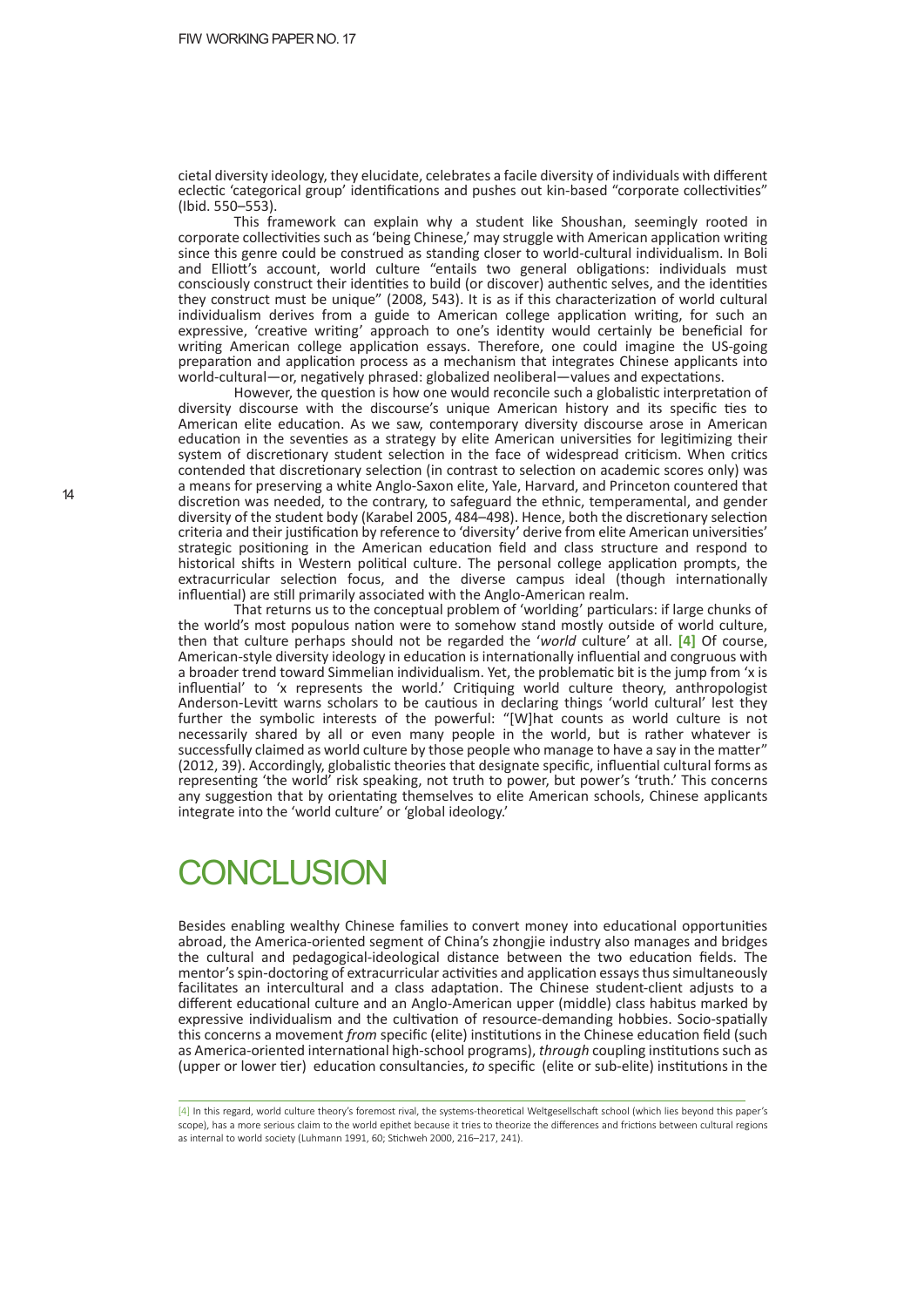cietal diversity ideology, they elucidate, celebrates a facile diversity of individuals with different eclectic 'categorical group' identifications and pushes out kin-based "corporate collectivities" (Ibid. 550–553).

This framework can explain why a student like Shoushan, seemingly rooted in corporate collectivities such as 'being Chinese,' may struggle with American application writing since this genre could be construed as standing closer to world-cultural individualism. In Boli and Elliott's account, world culture "entails two general obligations: individuals must consciously construct their identities to build (or discover) authentic selves, and the identities they construct must be unique" (2008, 543). It is as if this characterization of world cultural individualism derives from a guide to American college application writing, for such an expressive, 'creative writing' approach to one's identity would certainly be beneficial for writing American college application essays. Therefore, one could imagine the US-going preparation and application process as a mechanism that integrates Chinese applicants into world-cultural—or, negatively phrased: globalized neoliberal—values and expectations.

However, the question is how one would reconcile such a globalistic interpretation of diversity discourse with the discourse's unique American history and its specific ties to American elite education. As we saw, contemporary diversity discourse arose in American education in the seventies as a strategy by elite American universities for legitimizing their system of discretionary student selection in the face of widespread criticism. When critics contended that discretionary selection (in contrast to selection on academic scores only) was a means for preserving a white Anglo-Saxon elite, Yale, Harvard, and Princeton countered that discretion was needed, to the contrary, to safeguard the ethnic, temperamental, and gender diversity of the student body (Karabel 2005, 484–498). Hence, both the discretionary selection criteria and their justification by reference to 'diversity' derive from elite American universities' strategic positioning in the American education field and class structure and respond to historical shifts in Western political culture. The personal college application prompts, the extracurricular selection focus, and the diverse campus ideal (though internationally influential) are still primarily associated with the Anglo-American realm.

That returns us to the conceptual problem of 'worlding' particulars: if large chunks of the world's most populous nation were to somehow stand mostly outside of world culture, then that culture perhaps should not be regarded the '*world* culture' at all. [4] Of course, American-style diversity ideology in education is internationally influential and congruous with a broader trend toward Simmelian individualism. Yet, the problematic bit is the jump from 'x is influential' to 'x represents the world.' Critiquing world culture theory, anthropologist Anderson-Levitt warns scholars to be cautious in declaring things 'world cultural' lest they further the symbolic interests of the powerful: "[W]hat counts as world culture is not necessarily shared by all or even many people in the world, but is rather whatever is successfully claimed as world culture by those people who manage to have a say in the matter" (2012, 39). Accordingly, globalistic theories that designate specific, influential cultural forms as representing 'the world' risk speaking, not truth to power, but power's 'truth.' This concerns any suggestion that by orientating themselves to elite American schools, Chinese applicants integrate into the 'world culture' or 'global ideology.'

# CONCLUSION

Besides enabling wealthy Chinese families to convert money into educational opportunities abroad, the America-oriented segment of China's zhongjie industry also manages and bridges the cultural and pedagogical-ideological distance between the two education fields. The mentor's spin-doctoring of extracurricular activities and application essays thus simultaneously facilitates an intercultural and a class adaptation. The Chinese student-client adjusts to a different educational culture and an Anglo-American upper (middle) class habitus marked by expressive individualism and the cultivation of resource-demanding hobbies. Socio-spatially this concerns a movement *from* specific (elite) institutions in the Chinese education field (such as America-oriented international high-school programs), *through* coupling institutions such as (upper or lower tier) education consultancies, *to* specific (elite or sub-elite) institutions in the

[4] In this regard, world culture theory's foremost rival, the systems-theoretical Weltgesellschaft school (which lies beyond this paper's scope), has a more serious claim to the world epithet because it tries to theorize the differences and frictions between cultural regions as internal to world society (Luhmann 1991, 60; Stichweh 2000, 216–217, 241).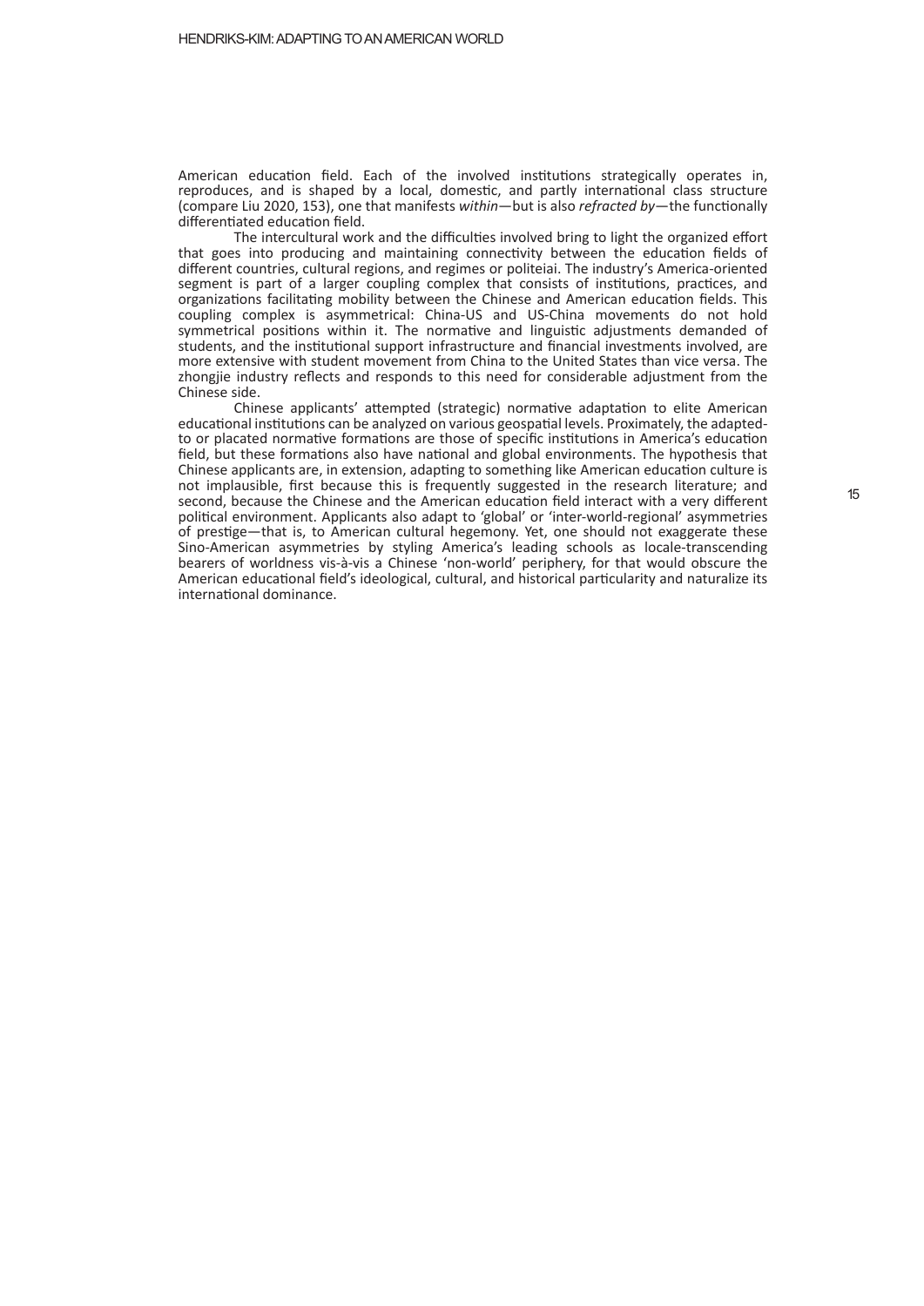American education field. Each of the involved institutions strategically operates in, reproduces, and is shaped by a local, domestic, and partly international class structure (compare Liu 2020, 153), one that manifests *within*—but is also *refracted by*—the functionally differentiated education field.

The intercultural work and the difficulties involved bring to light the organized effort that goes into producing and maintaining connectivity between the education fields of different countries, cultural regions, and regimes or politeiai. The industry's America-oriented segment is part of a larger coupling complex that consists of institutions, practices, and organizations facilitating mobility between the Chinese and American education fields. This coupling complex is asymmetrical: China-US and US-China movements do not hold symmetrical positions within it. The normative and linguistic adjustments demanded of students, and the institutional support infrastructure and financial investments involved, are more extensive with student movement from China to the United States than vice versa. The zhongjie industry reflects and responds to this need for considerable adjustment from the Chinese side.

Chinese applicants' attempted (strategic) normative adaptation to elite American educational institutions can be analyzed on various geospatial levels. Proximately, the adapted-to or placated normative formations are those of specific institutions in America's education field, but these formations also have national and global environments. The hypothesis that Chinese applicants are, in extension, adapting to something like American education culture is not implausible, first because this is frequently suggested in the research literature; and second, because the Chinese and the American education field interact with a very different political environment. Applicants also adapt to 'global' or 'inter-world-regional' asymmetries of prestige—that is, to American cultural hegemony. Yet, one should not exaggerate these Sino-American asymmetries by styling America's leading schools as locale-transcending bearers of worldness vis-à-vis a Chinese 'non-world' periphery, for that would obscure the American educational field's ideological, cultural, and historical particularity and naturalize its international dominance.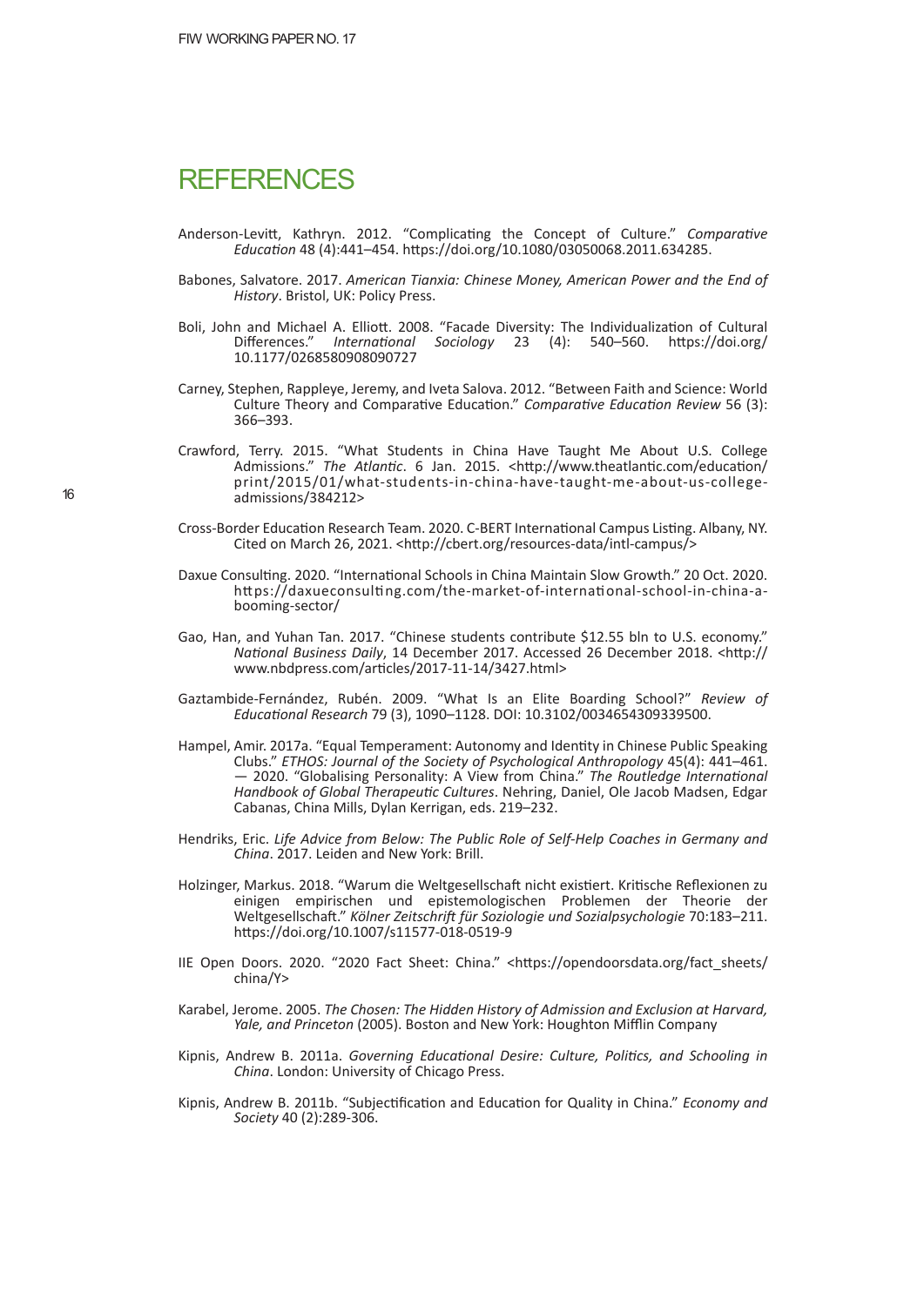# REFERENCES

Anderson-Levitt, Kathryn. 2012. "Complicating the Concept of Culture." *Comparative Education* 48 (4):441–454. https://doi.org/10.1080/03050068.2011.634285.

Babones, Salvatore. 2017. *American Tianxia: Chinese Money, American Power and the End of History*. Bristol, UK: Policy Press.

Boli, John and Michael A. Elliott. 2008. "Facade Diversity: The Individualization of Cultural Differences." *International Sociology* 23 (4): 540–560. https://doi.org/10.1177/0268580908090727

Carney, Stephen, Rappleye, Jeremy, and Iveta Salova. 2012. "Between Faith and Science: World Culture Theory and Comparative Education." *Comparative Education Review* 56 (3): 366–393.

Crawford, Terry. 2015. "What Students in China Have Taught Me About U.S. College Admissions." *The Atlantic*. 6 Jan. 2015. <http://www.theatlantic.com/education/print/2015/01/what-students-in-china-have-taught-me-about-us-college-admissions/384212>

Cross-Border Education Research Team. 2020. C-BERT International Campus Listing. Albany, NY. Cited on March 26, 2021. <http://cbert.org/resources-data/intl-campus/>

Daxue Consulting. 2020. "International Schools in China Maintain Slow Growth." 20 Oct. 2020. https://daxueconsulting.com/the-market-of-international-school-in-china-a-booming-sector/

Gao, Han, and Yuhan Tan. 2017. "Chinese students contribute $12.55 bln to U.S. economy." *National Business Daily*, 14 December 2017. Accessed 26 December 2018. <http://www.nbdpress.com/articles/2017-11-14/3427.html>

Gaztambide-Fernández, Rubén. 2009. "What Is an Elite Boarding School?" *Review of Educational Research* 79 (3), 1090–1128. DOI: 10.3102/0034654309339500.

Hampel, Amir. 2017a. "Equal Temperament: Autonomy and Identity in Chinese Public Speaking Clubs." *ETHOS: Journal of the Society of Psychological Anthropology* 45(4): 441–461.
— 2020. "Globalising Personality: A View from China." *The Routledge International Handbook of Global Therapeutic Cultures*. Nehring, Daniel, Ole Jacob Madsen, Edgar Cabanas, China Mills, Dylan Kerrigan, eds. 219–232.

Hendriks, Eric. *Life Advice from Below: The Public Role of Self-Help Coaches in Germany and China*. 2017. Leiden and New York: Brill.

Holzinger, Markus. 2018. "Warum die Weltgesellschaft nicht existiert. Kritische Reflexionen zu einigen empirischen und epistemologischen Problemen der Theorie der Weltgesellschaft." *Kölner Zeitschrift für Soziologie und Sozialpsychologie* 70:183–211. https://doi.org/10.1007/s11577-018-0519-9

IIE Open Doors. 2020. "2020 Fact Sheet: China." <https://opendoorsdata.org/fact_sheets/china/Y>

Karabel, Jerome. 2005. *The Chosen: The Hidden History of Admission and Exclusion at Harvard, Yale, and Princeton* (2005). Boston and New York: Houghton Mifflin Company

Kipnis, Andrew B. 2011a. *Governing Educational Desire: Culture, Politics, and Schooling in China*. London: University of Chicago Press.

Kipnis, Andrew B. 2011b. "Subjectification and Education for Quality in China." *Economy and Society* 40 (2):289-306.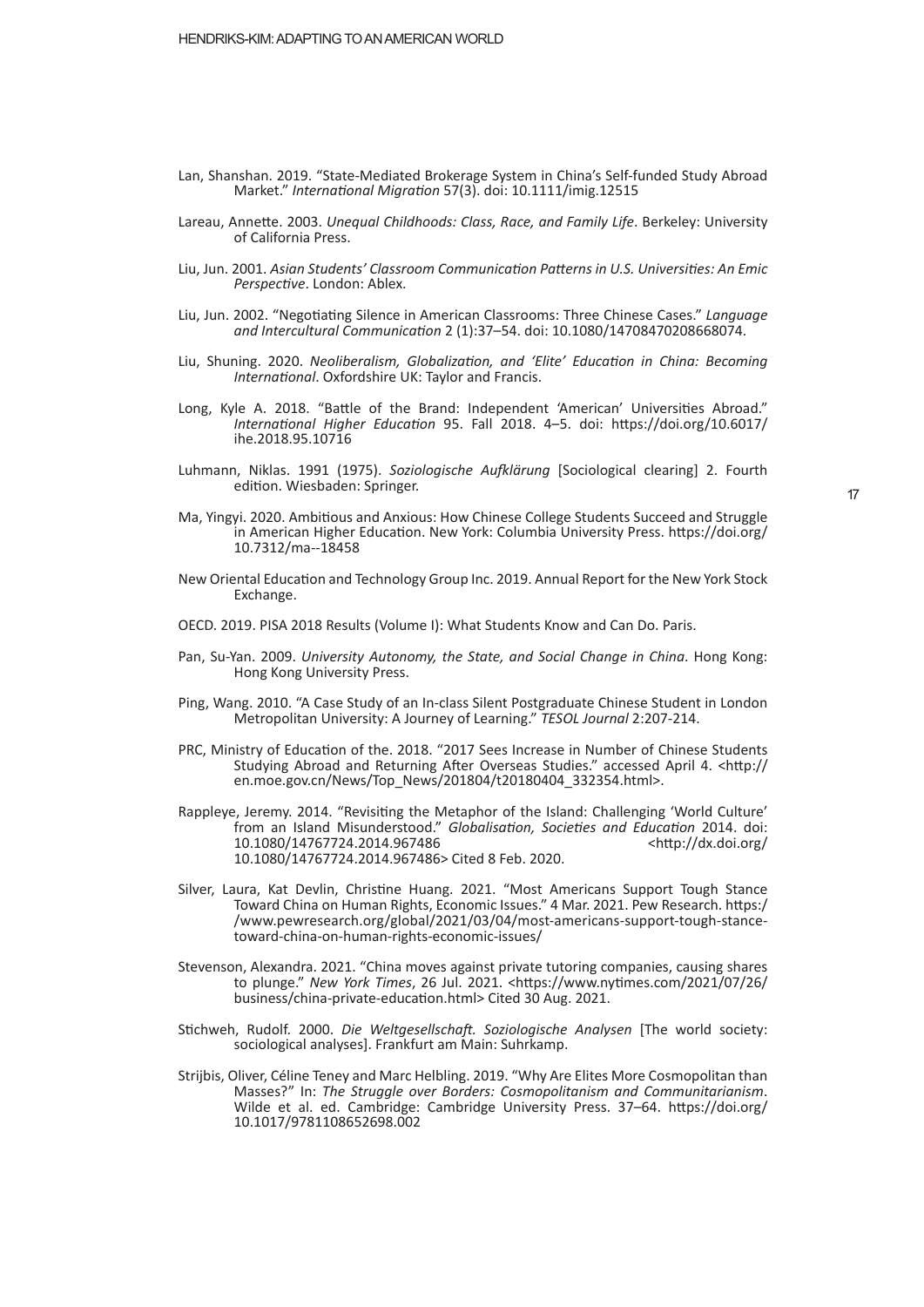Lan, Shanshan. 2019. "State-Mediated Brokerage System in China's Self-funded Study Abroad Market." *International Migration* 57(3). doi: 10.1111/imig.12515

Lareau, Annette. 2003. *Unequal Childhoods: Class, Race, and Family Life*. Berkeley: University of California Press.

Liu, Jun. 2001. *Asian Students' Classroom Communication Patterns in U.S. Universities: An Emic Perspective*. London: Ablex.

Liu, Jun. 2002. "Negotiating Silence in American Classrooms: Three Chinese Cases." *Language and Intercultural Communication* 2 (1):37–54. doi: 10.1080/14708470208668074.

Liu, Shuning. 2020. *Neoliberalism, Globalization, and 'Elite' Education in China: Becoming International*. Oxfordshire UK: Taylor and Francis.

Long, Kyle A. 2018. "Battle of the Brand: Independent 'American' Universities Abroad." *International Higher Education* 95. Fall 2018. 4–5. doi: https://doi.org/10.6017/ihe.2018.95.10716

Luhmann, Niklas. 1991 (1975). *Soziologische Aufklärung* [Sociological clearing] 2. Fourth edition. Wiesbaden: Springer.

Ma, Yingyi. 2020. Ambitious and Anxious: How Chinese College Students Succeed and Struggle in American Higher Education. New York: Columbia University Press. https://doi.org/10.7312/ma--18458

New Oriental Education and Technology Group Inc. 2019. Annual Report for the New York Stock Exchange.

OECD. 2019. PISA 2018 Results (Volume I): What Students Know and Can Do. Paris.

Pan, Su-Yan. 2009. *University Autonomy, the State, and Social Change in China*. Hong Kong: Hong Kong University Press.

Ping, Wang. 2010. "A Case Study of an In-class Silent Postgraduate Chinese Student in London Metropolitan University: A Journey of Learning." *TESOL Journal* 2:207-214.

PRC, Ministry of Education of the. 2018. "2017 Sees Increase in Number of Chinese Students Studying Abroad and Returning After Overseas Studies." accessed April 4. <http://en.moe.gov.cn/News/Top_News/201804/t20180404_332354.html>.

Rappleye, Jeremy. 2014. "Revisiting the Metaphor of the Island: Challenging 'World Culture' from an Island Misunderstood." *Globalisation, Societies and Education* 2014. doi: 10.1080/14767724.2014.967486 <http://dx.doi.org/10.1080/14767724.2014.967486> Cited 8 Feb. 2020.

Silver, Laura, Kat Devlin, Christine Huang. 2021. "Most Americans Support Tough Stance Toward China on Human Rights, Economic Issues." 4 Mar. 2021. Pew Research. https://www.pewresearch.org/global/2021/03/04/most-americans-support-tough-stance-toward-china-on-human-rights-economic-issues/

Stevenson, Alexandra. 2021. "China moves against private tutoring companies, causing shares to plunge." *New York Times*, 26 Jul. 2021. <https://www.nytimes.com/2021/07/26/business/china-private-education.html> Cited 30 Aug. 2021.

Stichweh, Rudolf. 2000. *Die Weltgesellschaft. Soziologische Analysen* [The world society: sociological analyses]. Frankfurt am Main: Suhrkamp.

Strijbis, Oliver, Céline Teney and Marc Helbling. 2019. "Why Are Elites More Cosmopolitan than Masses?" In: *The Struggle over Borders: Cosmopolitanism and Communitarianism*. Wilde et al. ed. Cambridge: Cambridge University Press. 37–64. https://doi.org/10.1017/9781108652698.002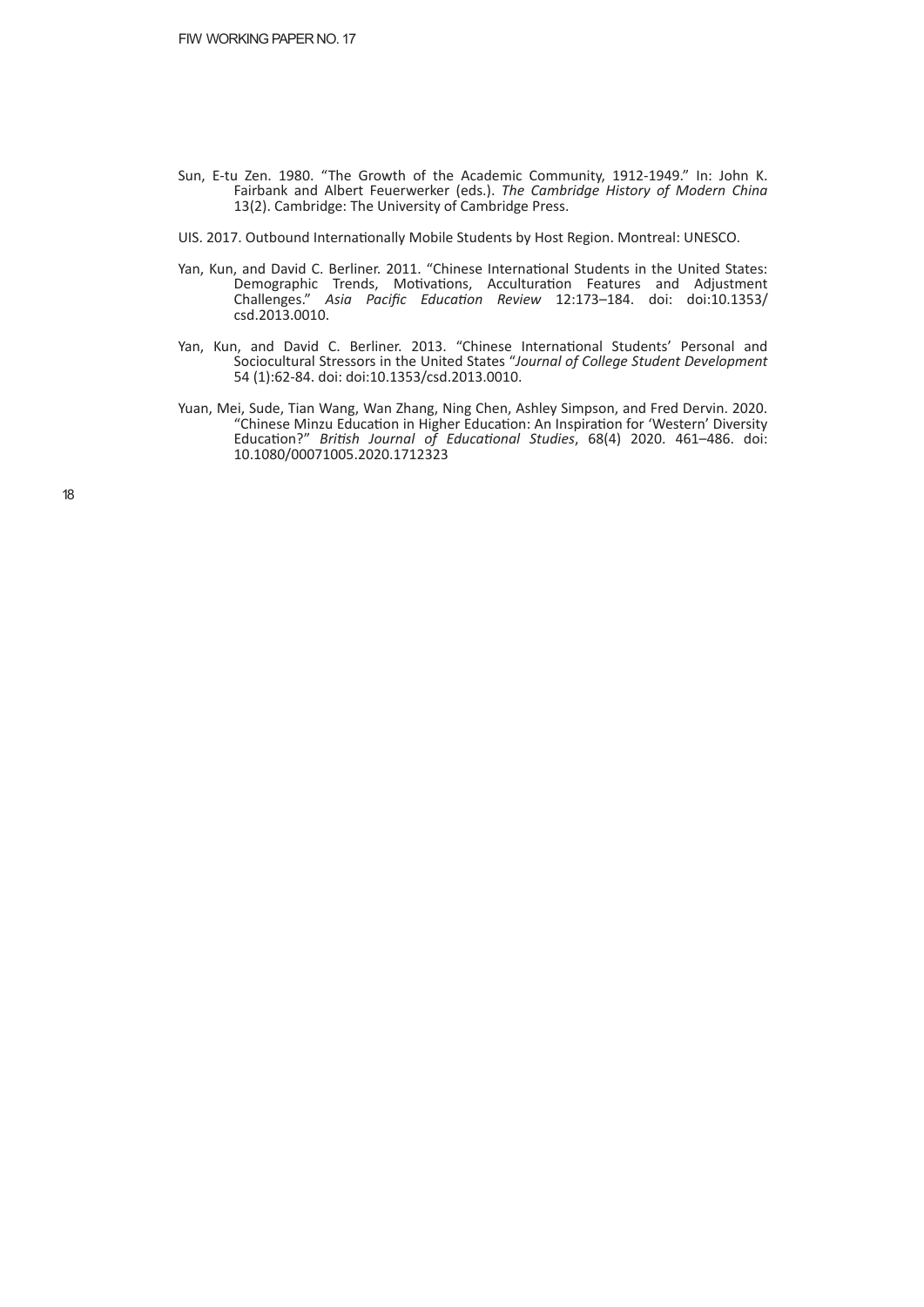Sun, E-tu Zen. 1980. "The Growth of the Academic Community, 1912-1949." In: John K. Fairbank and Albert Feuerwerker (eds.). *The Cambridge History of Modern China* 13(2). Cambridge: The University of Cambridge Press.

UIS. 2017. Outbound Internationally Mobile Students by Host Region. Montreal: UNESCO.

Yan, Kun, and David C. Berliner. 2011. "Chinese International Students in the United States: Demographic Trends, Motivations, Acculturation Features and Adjustment Challenges." *Asia Pacific Education Review* 12:173–184. doi: doi:10.1353/csd.2013.0010.

Yan, Kun, and David C. Berliner. 2013. "Chinese International Students' Personal and Sociocultural Stressors in the United States "*Journal of College Student Development* 54 (1):62-84. doi: doi:10.1353/csd.2013.0010.

Yuan, Mei, Sude, Tian Wang, Wan Zhang, Ning Chen, Ashley Simpson, and Fred Dervin. 2020. "Chinese Minzu Education in Higher Education: An Inspiration for 'Western' Diversity Education?" *British Journal of Educational Studies*, 68(4) 2020. 461–486. doi: 10.1080/00071005.2020.1712323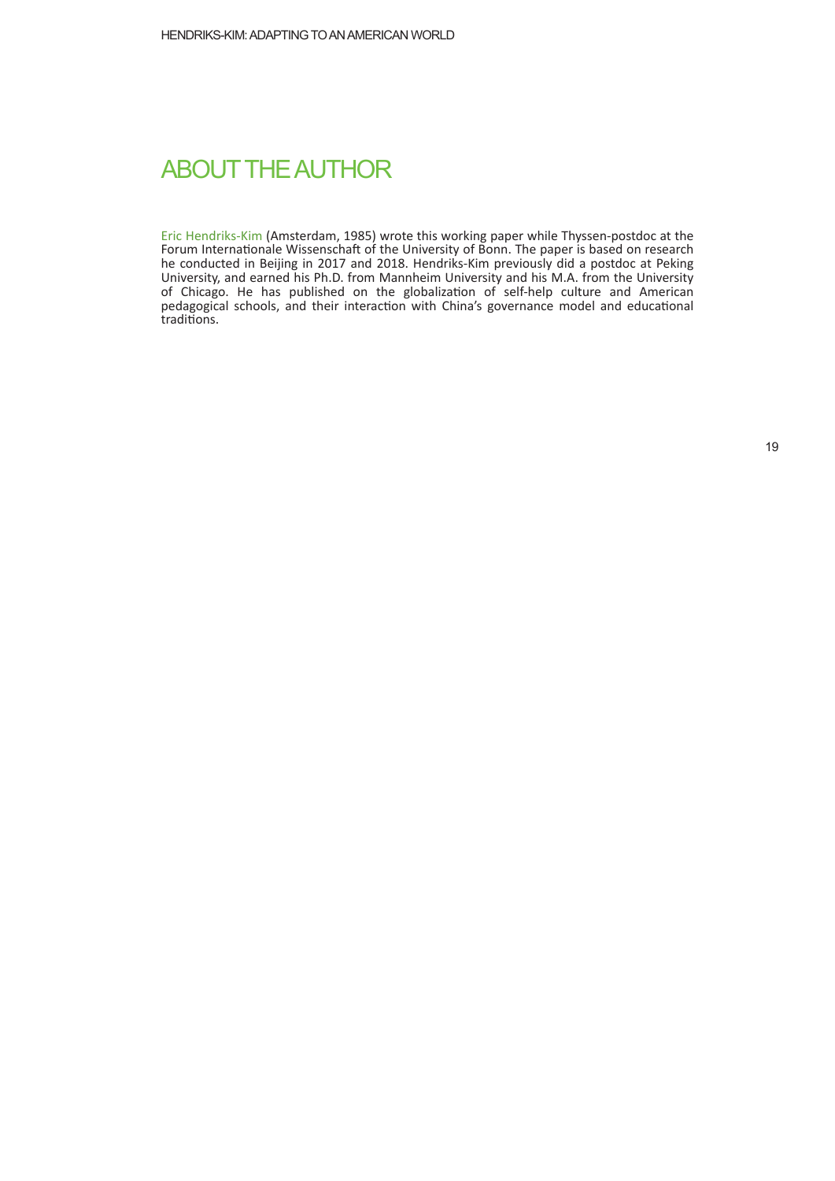## ABOUT THE AUTHOR

Eric Hendriks-Kim (Amsterdam, 1985) wrote this working paper while Thyssen-postdoc at the Forum Internationale Wissenschaft of the University of Bonn. The paper is based on research he conducted in Beijing in 2017 and 2018. Hendriks-Kim previously did a postdoc at Peking University, and earned his Ph.D. from Mannheim University and his M.A. from the University of Chicago. He has published on the globalization of self-help culture and American pedagogical schools, and their interaction with China's governance model and educational traditions.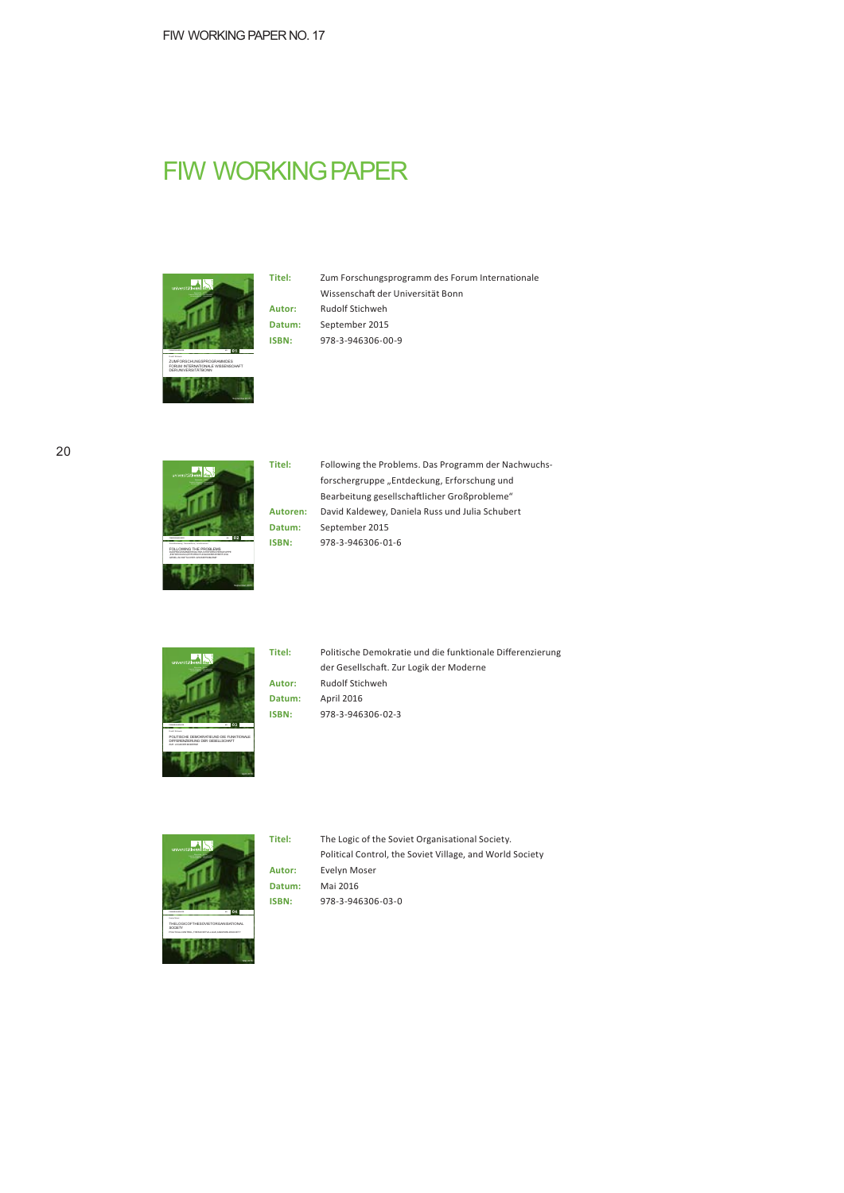# FIW WORKING PAPER

**Titel:** Zum Forschungsprogramm des Forum Internationale Wissenschaft der Universität Bonn
**Autor:** Rudolf Stichweh
**Datum:** September 2015
**ISBN:** 978-3-946306-00-9

**Titel:** Following the Problems. Das Programm der Nachwuchsforschergruppe „Entdeckung, Erforschung und Bearbeitung gesellschaftlicher Großprobleme"
**Autoren:** David Kaldewey, Daniela Russ und Julia Schubert
**Datum:** September 2015
**ISBN:** 978-3-946306-01-6

**Titel:** Politische Demokratie und die funktionale Differenzierung der Gesellschaft. Zur Logik der Moderne
**Autor:** Rudolf Stichweh
**Datum:** April 2016
**ISBN:** 978-3-946306-02-3

**Titel:** The Logic of the Soviet Organisational Society. Political Control, the Soviet Village, and World Society
**Autor:** Evelyn Moser
**Datum:** Mai 2016
**ISBN:** 978-3-946306-03-0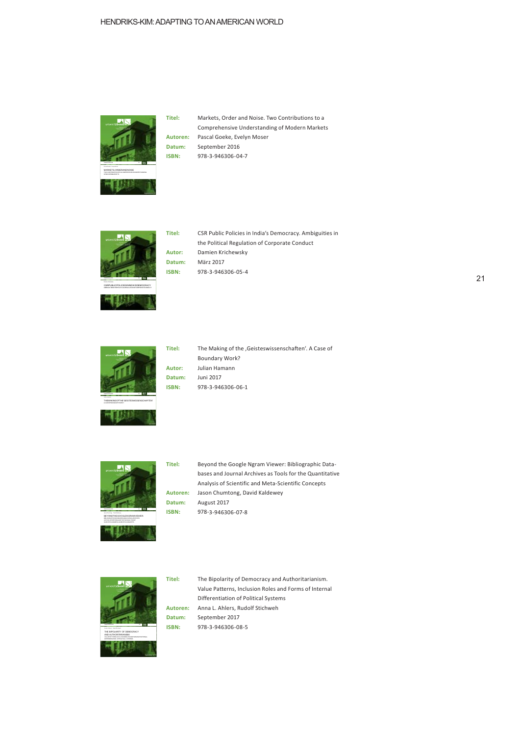**Titel:** Markets, Order and Noise. Two Contributions to a Comprehensive Understanding of Modern Markets
**Autoren:** Pascal Goeke, Evelyn Moser
**Datum:** September 2016
**ISBN:** 978-3-946306-04-7

**Titel:** CSR Public Policies in India's Democracy. Ambiguities in the Political Regulation of Corporate Conduct
**Autor:** Damien Krichewsky
**Datum:** März 2017
**ISBN:** 978-3-946306-05-4

**Titel:** The Making of the ‚Geisteswissenschaften'. A Case of Boundary Work?
**Autor:** Julian Hamann
**Datum:** Juni 2017
**ISBN:** 978-3-946306-06-1

**Titel:** Beyond the Google Ngram Viewer: Bibliographic Databases and Journal Archives as Tools for the Quantitative Analysis of Scientific and Meta-Scientific Concepts
**Autoren:** Jason Chumtong, David Kaldewey
**Datum:** August 2017
**ISBN:** 978-3-946306-07-8

**Titel:** The Bipolarity of Democracy and Authoritarianism. Value Patterns, Inclusion Roles and Forms of Internal Differentiation of Political Systems
**Autoren:** Anna L. Ahlers, Rudolf Stichweh
**Datum:** September 2017
**ISBN:** 978-3-946306-08-5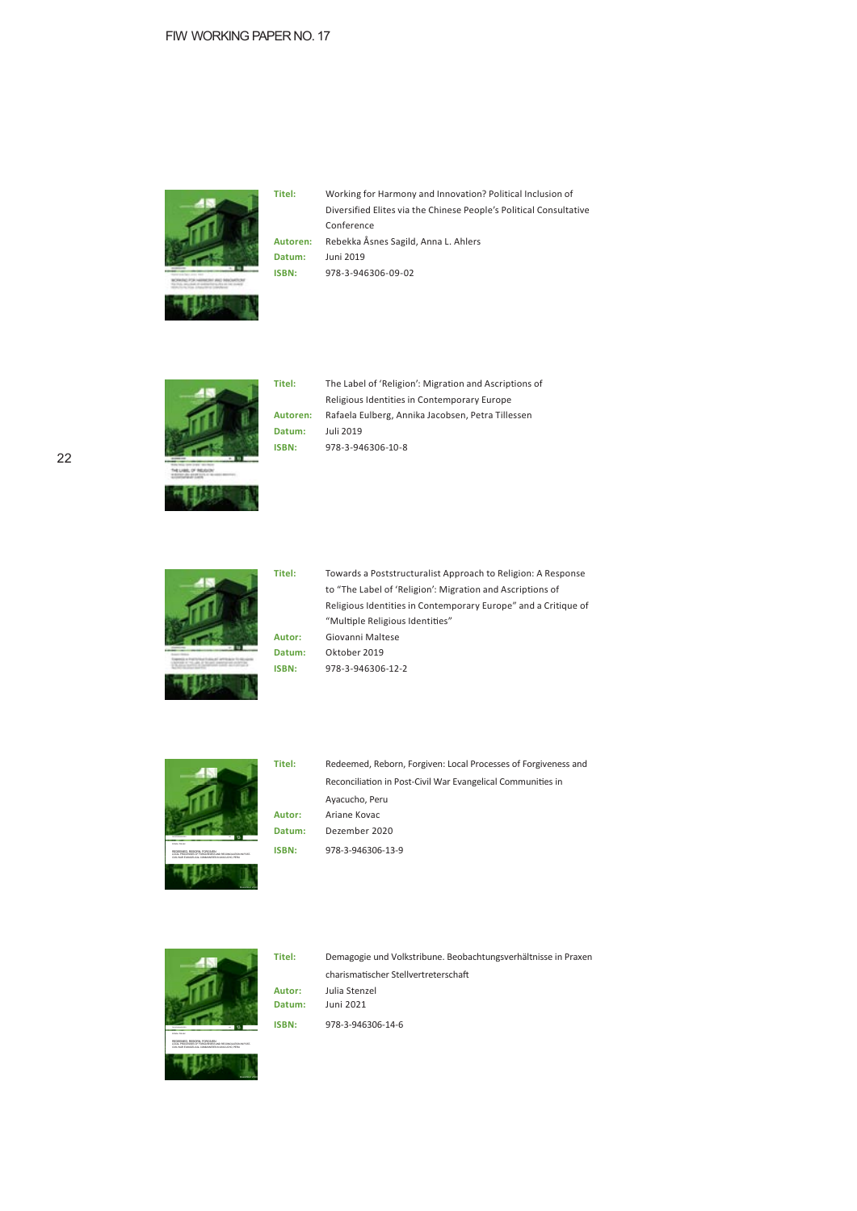**Titel:** Working for Harmony and Innovation? Political Inclusion of Diversified Elites via the Chinese People's Political Consultative Conference
**Autoren:** Rebekka Åsnes Sagild, Anna L. Ahlers
**Datum:** Juni 2019
**ISBN:** 978-3-946306-09-02

**Titel:** The Label of 'Religion': Migration and Ascriptions of Religious Identities in Contemporary Europe
**Autoren:** Rafaela Eulberg, Annika Jacobsen, Petra Tillessen
**Datum:** Juli 2019
**ISBN:** 978-3-946306-10-8

**Titel:** Towards a Poststructuralist Approach to Religion: A Response to "The Label of 'Religion': Migration and Ascriptions of Religious Identities in Contemporary Europe" and a Critique of "Multiple Religious Identities"
**Autor:** Giovanni Maltese
**Datum:** Oktober 2019
**ISBN:** 978-3-946306-12-2

**Titel:** Redeemed, Reborn, Forgiven: Local Processes of Forgiveness and Reconciliation in Post-Civil War Evangelical Communities in Ayacucho, Peru
**Autor:** Ariane Kovac
**Datum:** Dezember 2020
**ISBN:** 978-3-946306-13-9

**Titel:** Demagogie und Volkstribune. Beobachtungsverhältnisse in Praxen charismatischer Stellvertreterschaft
**Autor:** Julia Stenzel
**Datum:** Juni 2021
**ISBN:** 978-3-946306-14-6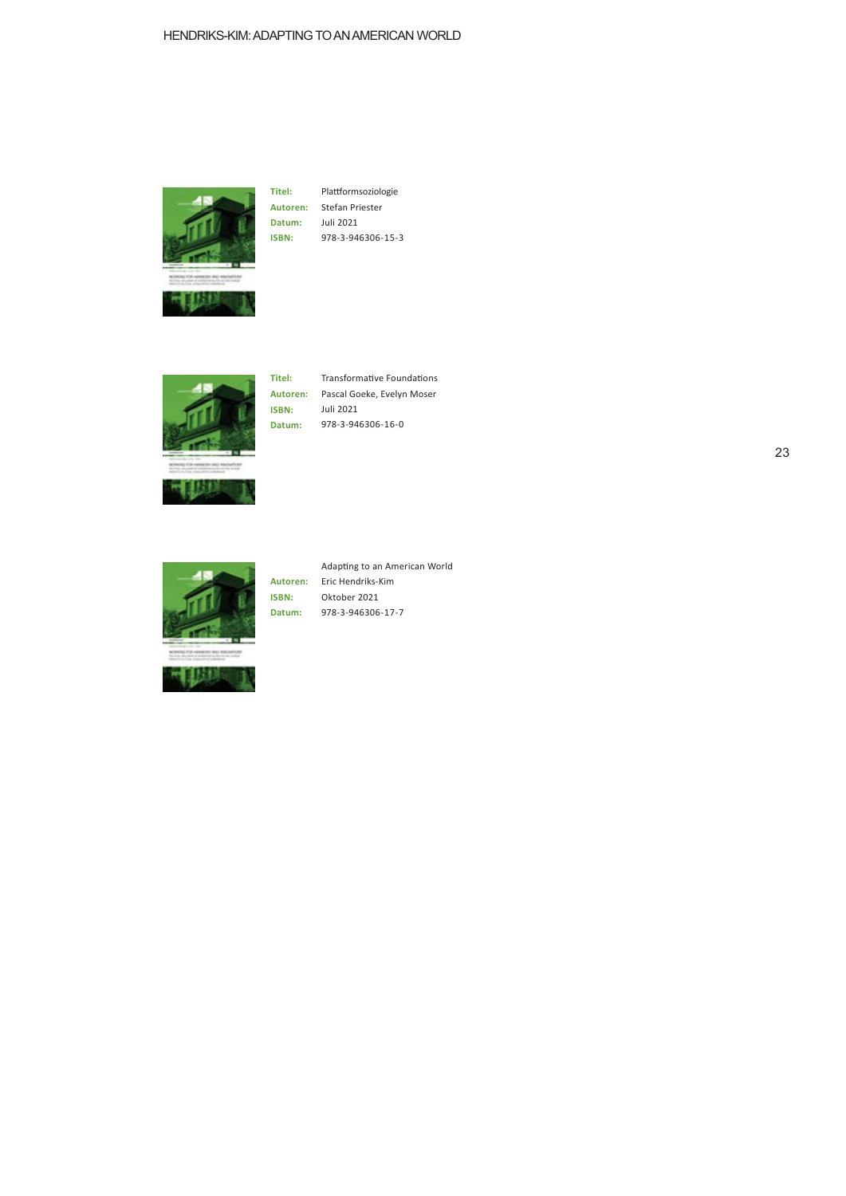**Titel:** Plattformsoziologie
**Autoren:** Stefan Priester
**Datum:** Juli 2021
**ISBN:** 978-3-946306-15-3

**Titel:** Transformative Foundations
**Autoren:** Pascal Goeke, Evelyn Moser
**ISBN:** Juli 2021
**Datum:** 978-3-946306-16-0

Adapting to an American World
**Autoren:** Eric Hendriks-Kim
**ISBN:** Oktober 2021
**Datum:** 978-3-946306-17-7